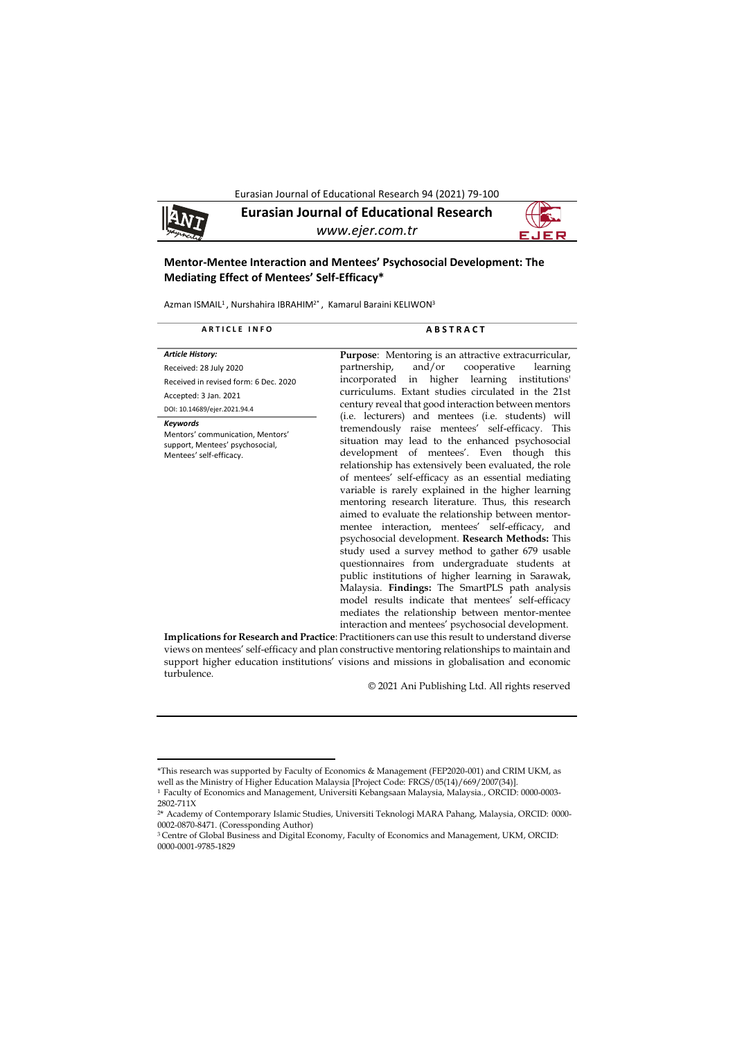# Mentor-Mentee Interaction and Mentees' Psychosocial Development: The Mediating Effect of Mentees' Self-Efficacy*

Azman ISMAIL[1], Nurshahira IBRAHIM[2*], Kamarul Baraini KELIWON[3]

**ARTICLE INFO**

***Article History:***

Received: 28 July 2020

Received in revised form: 6 Dec. 2020

Accepted: 3 Jan. 2021

DOI: 10.14689/ejer.2021.94.4

***Keywords***

Mentors' communication, Mentors' support, Mentees' psychosocial, Mentees' self-efficacy.

**ABSTRACT**

**Purpose**: Mentoring is an attractive extracurricular, partnership, and/or cooperative learning incorporated in higher learning institutions' curriculums. Extant studies circulated in the 21st century reveal that good interaction between mentors (i.e. lecturers) and mentees (i.e. students) will tremendously raise mentees' self-efficacy. This situation may lead to the enhanced psychosocial development of mentees'. Even though this relationship has extensively been evaluated, the role of mentees' self-efficacy as an essential mediating variable is rarely explained in the higher learning mentoring research literature. Thus, this research aimed to evaluate the relationship between mentor-mentee interaction, mentees' self-efficacy, and psychosocial development. **Research Methods:** This study used a survey method to gather 679 usable questionnaires from undergraduate students at public institutions of higher learning in Sarawak, Malaysia. **Findings:** The SmartPLS path analysis model results indicate that mentees' self-efficacy mediates the relationship between mentor-mentee interaction and mentees' psychosocial development. **Implications for Research and Practice**: Practitioners can use this result to understand diverse views on mentees' self-efficacy and plan constructive mentoring relationships to maintain and support higher education institutions' visions and missions in globalisation and economic turbulence.

© 2021 Ani Publishing Ltd. All rights reserved

---

*This research was supported by Faculty of Economics & Management (FEP2020-001) and CRIM UKM, as well as the Ministry of Higher Education Malaysia [Project Code: FRGS/05(14)/669/2007(34)].

[1] Faculty of Economics and Management, Universiti Kebangsaan Malaysia, Malaysia., ORCID: 0000-0003-2802-711X

[2*] Academy of Contemporary Islamic Studies, Universiti Teknologi MARA Pahang, Malaysia, ORCID: 0000-0002-0870-8471. (Coressponding Author)

[3] Centre of Global Business and Digital Economy, Faculty of Economics and Management, UKM, ORCID: 0000-0001-9785-1829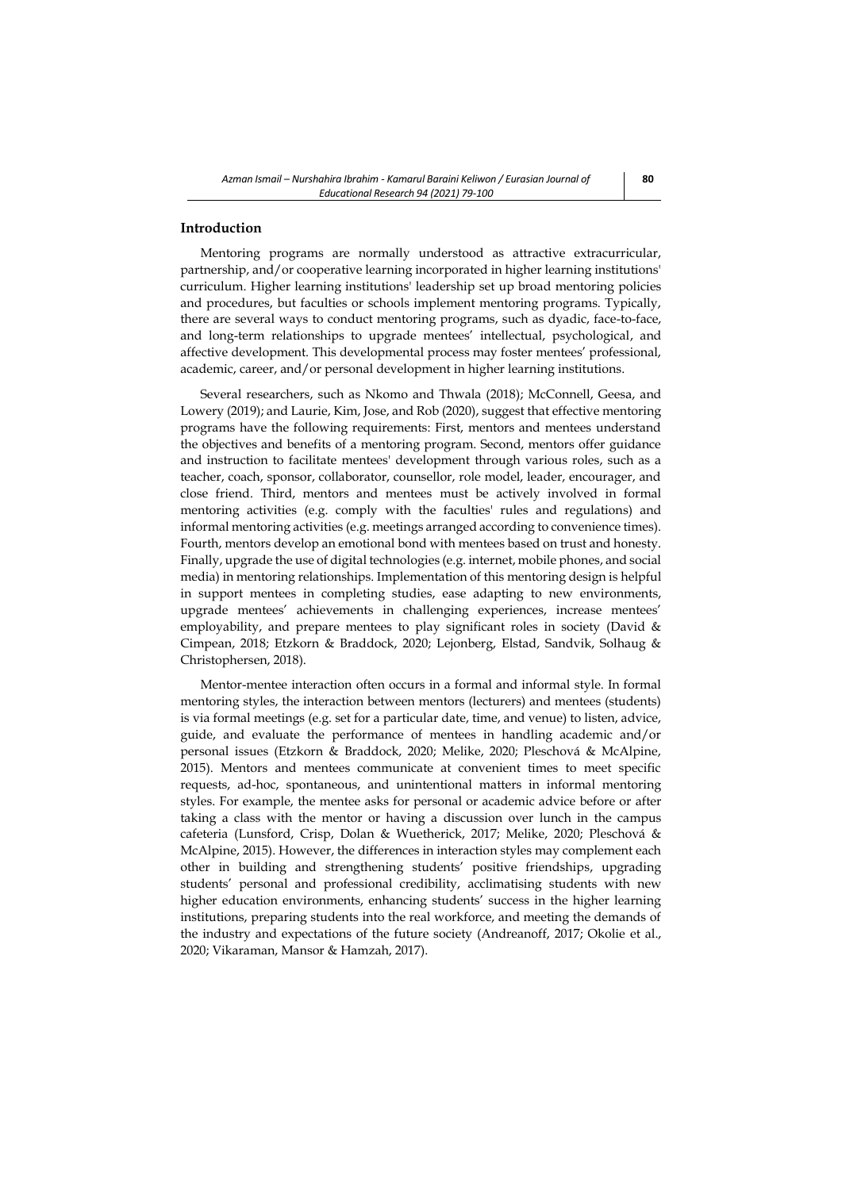## Introduction

Mentoring programs are normally understood as attractive extracurricular, partnership, and/or cooperative learning incorporated in higher learning institutions' curriculum. Higher learning institutions' leadership set up broad mentoring policies and procedures, but faculties or schools implement mentoring programs. Typically, there are several ways to conduct mentoring programs, such as dyadic, face-to-face, and long-term relationships to upgrade mentees' intellectual, psychological, and affective development. This developmental process may foster mentees' professional, academic, career, and/or personal development in higher learning institutions.

Several researchers, such as Nkomo and Thwala (2018); McConnell, Geesa, and Lowery (2019); and Laurie, Kim, Jose, and Rob (2020), suggest that effective mentoring programs have the following requirements: First, mentors and mentees understand the objectives and benefits of a mentoring program. Second, mentors offer guidance and instruction to facilitate mentees' development through various roles, such as a teacher, coach, sponsor, collaborator, counsellor, role model, leader, encourager, and close friend. Third, mentors and mentees must be actively involved in formal mentoring activities (e.g. comply with the faculties' rules and regulations) and informal mentoring activities (e.g. meetings arranged according to convenience times). Fourth, mentors develop an emotional bond with mentees based on trust and honesty. Finally, upgrade the use of digital technologies (e.g. internet, mobile phones, and social media) in mentoring relationships. Implementation of this mentoring design is helpful in support mentees in completing studies, ease adapting to new environments, upgrade mentees' achievements in challenging experiences, increase mentees' employability, and prepare mentees to play significant roles in society (David & Cimpean, 2018; Etzkorn & Braddock, 2020; Lejonberg, Elstad, Sandvik, Solhaug & Christophersen, 2018).

Mentor-mentee interaction often occurs in a formal and informal style. In formal mentoring styles, the interaction between mentors (lecturers) and mentees (students) is via formal meetings (e.g. set for a particular date, time, and venue) to listen, advice, guide, and evaluate the performance of mentees in handling academic and/or personal issues (Etzkorn & Braddock, 2020; Melike, 2020; Pleschová & McAlpine, 2015). Mentors and mentees communicate at convenient times to meet specific requests, ad-hoc, spontaneous, and unintentional matters in informal mentoring styles. For example, the mentee asks for personal or academic advice before or after taking a class with the mentor or having a discussion over lunch in the campus cafeteria (Lunsford, Crisp, Dolan & Wuetherick, 2017; Melike, 2020; Pleschová & McAlpine, 2015). However, the differences in interaction styles may complement each other in building and strengthening students' positive friendships, upgrading students' personal and professional credibility, acclimatising students with new higher education environments, enhancing students' success in the higher learning institutions, preparing students into the real workforce, and meeting the demands of the industry and expectations of the future society (Andreanoff, 2017; Okolie et al., 2020; Vikaraman, Mansor & Hamzah, 2017).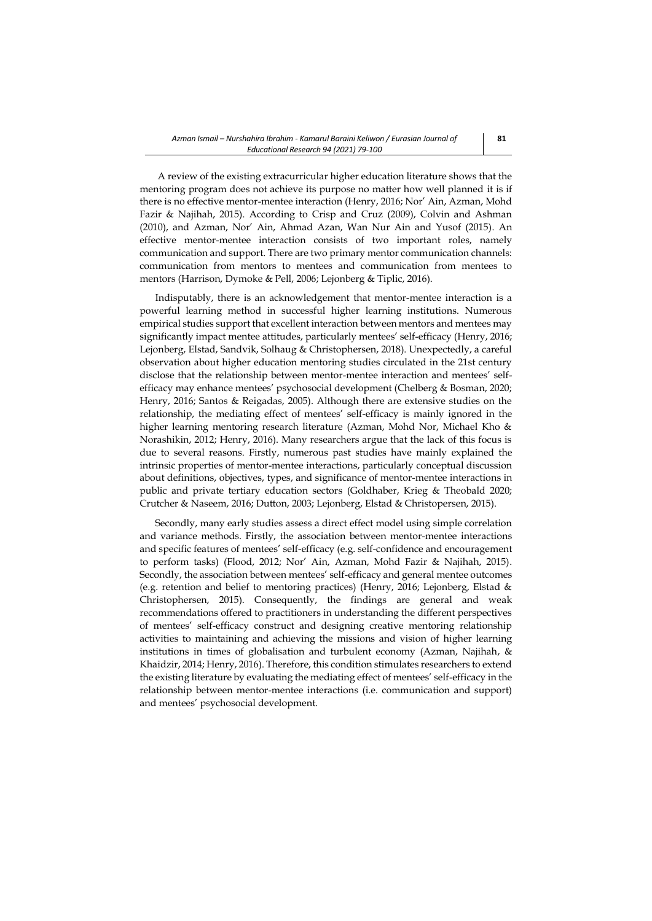A review of the existing extracurricular higher education literature shows that the mentoring program does not achieve its purpose no matter how well planned it is if there is no effective mentor-mentee interaction (Henry, 2016; Nor' Ain, Azman, Mohd Fazir & Najihah, 2015). According to Crisp and Cruz (2009), Colvin and Ashman (2010), and Azman, Nor' Ain, Ahmad Azan, Wan Nur Ain and Yusof (2015). An effective mentor-mentee interaction consists of two important roles, namely communication and support. There are two primary mentor communication channels: communication from mentors to mentees and communication from mentees to mentors (Harrison, Dymoke & Pell, 2006; Lejonberg & Tiplic, 2016).

Indisputably, there is an acknowledgement that mentor-mentee interaction is a powerful learning method in successful higher learning institutions. Numerous empirical studies support that excellent interaction between mentors and mentees may significantly impact mentee attitudes, particularly mentees' self-efficacy (Henry, 2016; Lejonberg, Elstad, Sandvik, Solhaug & Christophersen, 2018). Unexpectedly, a careful observation about higher education mentoring studies circulated in the 21st century disclose that the relationship between mentor-mentee interaction and mentees' self-efficacy may enhance mentees' psychosocial development (Chelberg & Bosman, 2020; Henry, 2016; Santos & Reigadas, 2005). Although there are extensive studies on the relationship, the mediating effect of mentees' self-efficacy is mainly ignored in the higher learning mentoring research literature (Azman, Mohd Nor, Michael Kho & Norashikin, 2012; Henry, 2016). Many researchers argue that the lack of this focus is due to several reasons. Firstly, numerous past studies have mainly explained the intrinsic properties of mentor-mentee interactions, particularly conceptual discussion about definitions, objectives, types, and significance of mentor-mentee interactions in public and private tertiary education sectors (Goldhaber, Krieg & Theobald 2020; Crutcher & Naseem, 2016; Dutton, 2003; Lejonberg, Elstad & Christopersen, 2015).

Secondly, many early studies assess a direct effect model using simple correlation and variance methods. Firstly, the association between mentor-mentee interactions and specific features of mentees' self-efficacy (e.g. self-confidence and encouragement to perform tasks) (Flood, 2012; Nor' Ain, Azman, Mohd Fazir & Najihah, 2015). Secondly, the association between mentees' self-efficacy and general mentee outcomes (e.g. retention and belief to mentoring practices) (Henry, 2016; Lejonberg, Elstad & Christophersen, 2015). Consequently, the findings are general and weak recommendations offered to practitioners in understanding the different perspectives of mentees' self-efficacy construct and designing creative mentoring relationship activities to maintaining and achieving the missions and vision of higher learning institutions in times of globalisation and turbulent economy (Azman, Najihah, & Khaidzir, 2014; Henry, 2016). Therefore, this condition stimulates researchers to extend the existing literature by evaluating the mediating effect of mentees' self-efficacy in the relationship between mentor-mentee interactions (i.e. communication and support) and mentees' psychosocial development.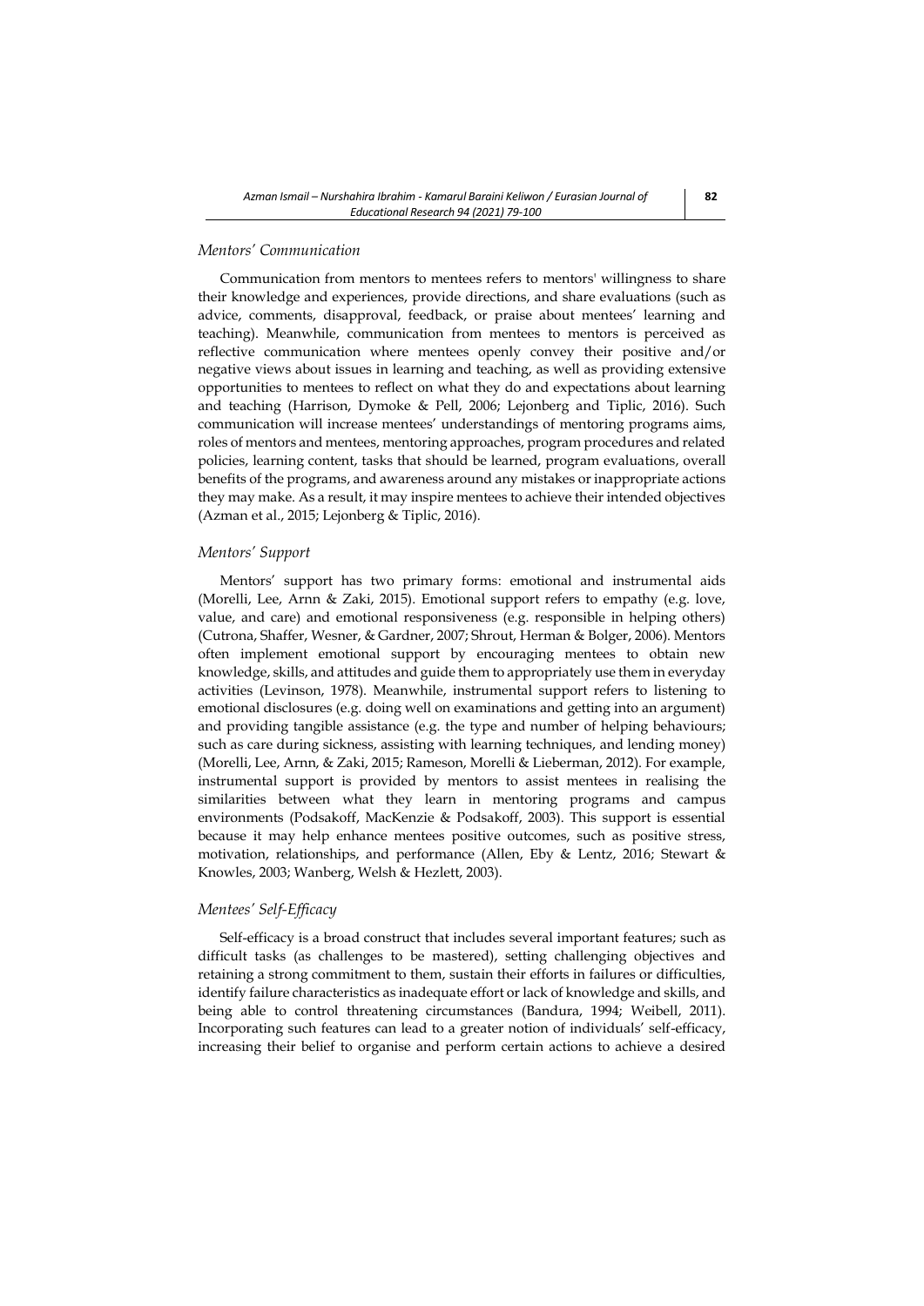### *Mentors' Communication*

Communication from mentors to mentees refers to mentors' willingness to share their knowledge and experiences, provide directions, and share evaluations (such as advice, comments, disapproval, feedback, or praise about mentees' learning and teaching). Meanwhile, communication from mentees to mentors is perceived as reflective communication where mentees openly convey their positive and/or negative views about issues in learning and teaching, as well as providing extensive opportunities to mentees to reflect on what they do and expectations about learning and teaching (Harrison, Dymoke & Pell, 2006; Lejonberg and Tiplic, 2016). Such communication will increase mentees' understandings of mentoring programs aims, roles of mentors and mentees, mentoring approaches, program procedures and related policies, learning content, tasks that should be learned, program evaluations, overall benefits of the programs, and awareness around any mistakes or inappropriate actions they may make. As a result, it may inspire mentees to achieve their intended objectives (Azman et al., 2015; Lejonberg & Tiplic, 2016).

### *Mentors' Support*

Mentors' support has two primary forms: emotional and instrumental aids (Morelli, Lee, Arnn & Zaki, 2015). Emotional support refers to empathy (e.g. love, value, and care) and emotional responsiveness (e.g. responsible in helping others) (Cutrona, Shaffer, Wesner, & Gardner, 2007; Shrout, Herman & Bolger, 2006). Mentors often implement emotional support by encouraging mentees to obtain new knowledge, skills, and attitudes and guide them to appropriately use them in everyday activities (Levinson, 1978). Meanwhile, instrumental support refers to listening to emotional disclosures (e.g. doing well on examinations and getting into an argument) and providing tangible assistance (e.g. the type and number of helping behaviours; such as care during sickness, assisting with learning techniques, and lending money) (Morelli, Lee, Arnn, & Zaki, 2015; Rameson, Morelli & Lieberman, 2012). For example, instrumental support is provided by mentors to assist mentees in realising the similarities between what they learn in mentoring programs and campus environments (Podsakoff, MacKenzie & Podsakoff, 2003). This support is essential because it may help enhance mentees positive outcomes, such as positive stress, motivation, relationships, and performance (Allen, Eby & Lentz, 2016; Stewart & Knowles, 2003; Wanberg, Welsh & Hezlett, 2003).

### *Mentees' Self-Efficacy*

Self-efficacy is a broad construct that includes several important features; such as difficult tasks (as challenges to be mastered), setting challenging objectives and retaining a strong commitment to them, sustain their efforts in failures or difficulties, identify failure characteristics as inadequate effort or lack of knowledge and skills, and being able to control threatening circumstances (Bandura, 1994; Weibell, 2011). Incorporating such features can lead to a greater notion of individuals' self-efficacy, increasing their belief to organise and perform certain actions to achieve a desired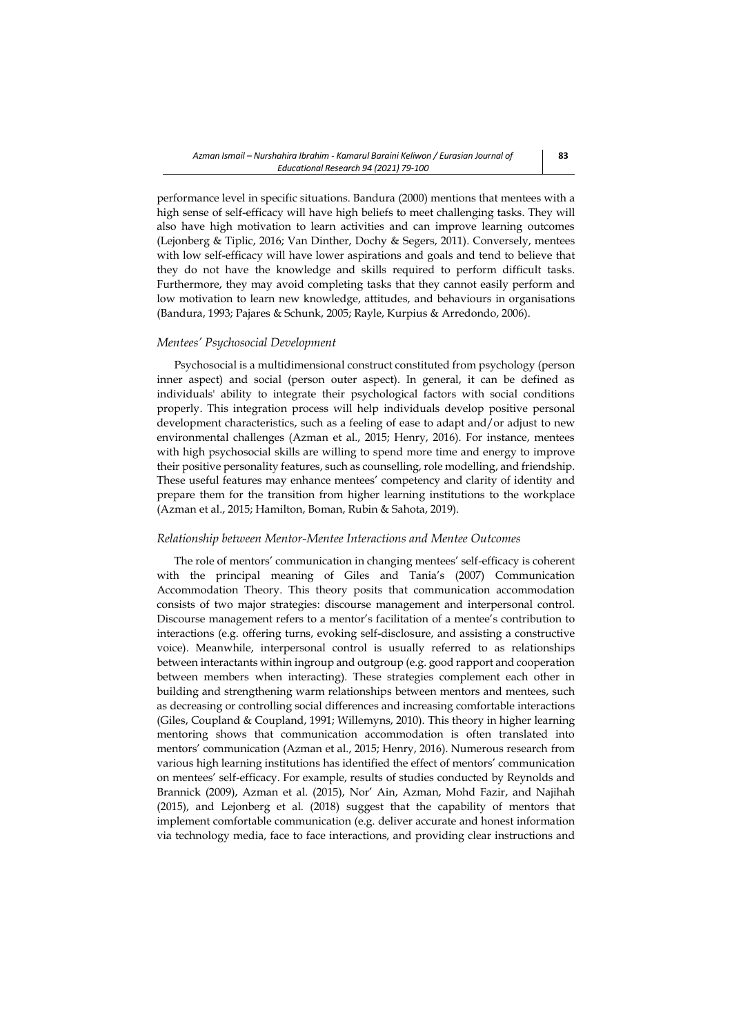performance level in specific situations. Bandura (2000) mentions that mentees with a high sense of self-efficacy will have high beliefs to meet challenging tasks. They will also have high motivation to learn activities and can improve learning outcomes (Lejonberg & Tiplic, 2016; Van Dinther, Dochy & Segers, 2011). Conversely, mentees with low self-efficacy will have lower aspirations and goals and tend to believe that they do not have the knowledge and skills required to perform difficult tasks. Furthermore, they may avoid completing tasks that they cannot easily perform and low motivation to learn new knowledge, attitudes, and behaviours in organisations (Bandura, 1993; Pajares & Schunk, 2005; Rayle, Kurpius & Arredondo, 2006).

### *Mentees' Psychosocial Development*

Psychosocial is a multidimensional construct constituted from psychology (person inner aspect) and social (person outer aspect). In general, it can be defined as individuals' ability to integrate their psychological factors with social conditions properly. This integration process will help individuals develop positive personal development characteristics, such as a feeling of ease to adapt and/or adjust to new environmental challenges (Azman et al., 2015; Henry, 2016). For instance, mentees with high psychosocial skills are willing to spend more time and energy to improve their positive personality features, such as counselling, role modelling, and friendship. These useful features may enhance mentees' competency and clarity of identity and prepare them for the transition from higher learning institutions to the workplace (Azman et al., 2015; Hamilton, Boman, Rubin & Sahota, 2019).

### *Relationship between Mentor-Mentee Interactions and Mentee Outcomes*

The role of mentors' communication in changing mentees' self-efficacy is coherent with the principal meaning of Giles and Tania's (2007) Communication Accommodation Theory. This theory posits that communication accommodation consists of two major strategies: discourse management and interpersonal control. Discourse management refers to a mentor's facilitation of a mentee's contribution to interactions (e.g. offering turns, evoking self-disclosure, and assisting a constructive voice). Meanwhile, interpersonal control is usually referred to as relationships between interactants within ingroup and outgroup (e.g. good rapport and cooperation between members when interacting). These strategies complement each other in building and strengthening warm relationships between mentors and mentees, such as decreasing or controlling social differences and increasing comfortable interactions (Giles, Coupland & Coupland, 1991; Willemyns, 2010). This theory in higher learning mentoring shows that communication accommodation is often translated into mentors' communication (Azman et al., 2015; Henry, 2016). Numerous research from various high learning institutions has identified the effect of mentors' communication on mentees' self-efficacy. For example, results of studies conducted by Reynolds and Brannick (2009), Azman et al. (2015), Nor' Ain, Azman, Mohd Fazir, and Najihah (2015), and Lejonberg et al. (2018) suggest that the capability of mentors that implement comfortable communication (e.g. deliver accurate and honest information via technology media, face to face interactions, and providing clear instructions and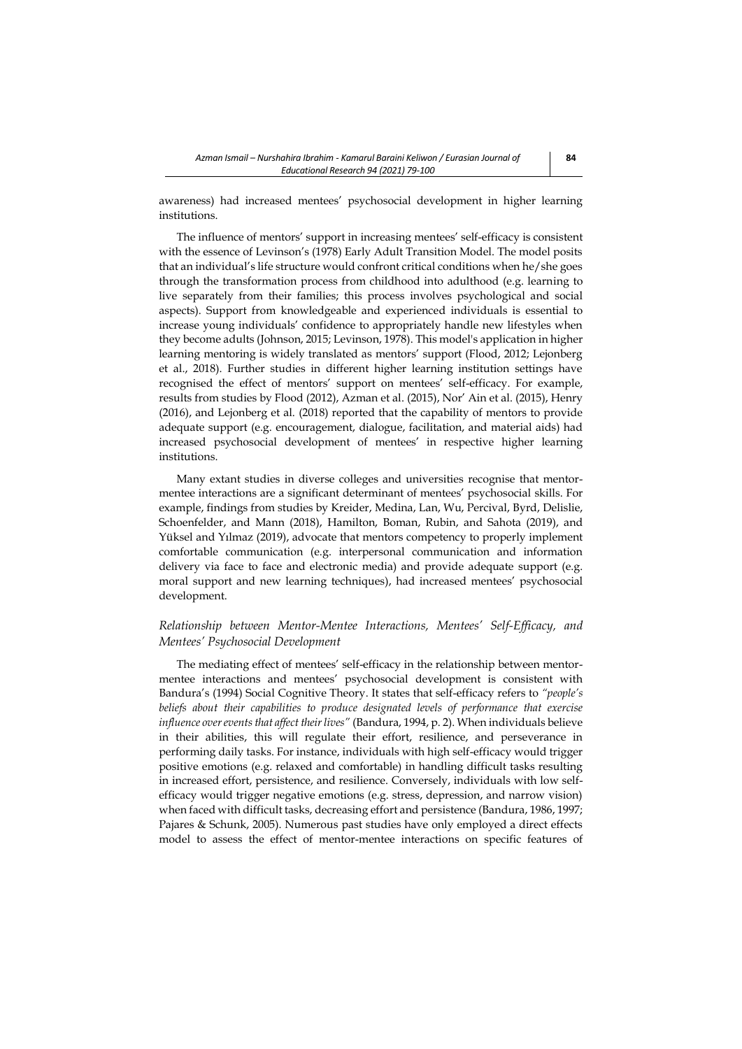awareness) had increased mentees' psychosocial development in higher learning institutions.

The influence of mentors' support in increasing mentees' self-efficacy is consistent with the essence of Levinson's (1978) Early Adult Transition Model. The model posits that an individual's life structure would confront critical conditions when he/she goes through the transformation process from childhood into adulthood (e.g. learning to live separately from their families; this process involves psychological and social aspects). Support from knowledgeable and experienced individuals is essential to increase young individuals' confidence to appropriately handle new lifestyles when they become adults (Johnson, 2015; Levinson, 1978). This model's application in higher learning mentoring is widely translated as mentors' support (Flood, 2012; Lejonberg et al., 2018). Further studies in different higher learning institution settings have recognised the effect of mentors' support on mentees' self-efficacy. For example, results from studies by Flood (2012), Azman et al. (2015), Nor' Ain et al. (2015), Henry (2016), and Lejonberg et al. (2018) reported that the capability of mentors to provide adequate support (e.g. encouragement, dialogue, facilitation, and material aids) had increased psychosocial development of mentees' in respective higher learning institutions.

Many extant studies in diverse colleges and universities recognise that mentor-mentee interactions are a significant determinant of mentees' psychosocial skills. For example, findings from studies by Kreider, Medina, Lan, Wu, Percival, Byrd, Delislie, Schoenfelder, and Mann (2018), Hamilton, Boman, Rubin, and Sahota (2019), and Yüksel and Yılmaz (2019), advocate that mentors competency to properly implement comfortable communication (e.g. interpersonal communication and information delivery via face to face and electronic media) and provide adequate support (e.g. moral support and new learning techniques), had increased mentees' psychosocial development.

### *Relationship between Mentor-Mentee Interactions, Mentees' Self-Efficacy, and Mentees' Psychosocial Development*

The mediating effect of mentees' self-efficacy in the relationship between mentor-mentee interactions and mentees' psychosocial development is consistent with Bandura's (1994) Social Cognitive Theory. It states that self-efficacy refers to *"people's beliefs about their capabilities to produce designated levels of performance that exercise influence over events that affect their lives"* (Bandura, 1994, p. 2). When individuals believe in their abilities, this will regulate their effort, resilience, and perseverance in performing daily tasks. For instance, individuals with high self-efficacy would trigger positive emotions (e.g. relaxed and comfortable) in handling difficult tasks resulting in increased effort, persistence, and resilience. Conversely, individuals with low self-efficacy would trigger negative emotions (e.g. stress, depression, and narrow vision) when faced with difficult tasks, decreasing effort and persistence (Bandura, 1986, 1997; Pajares & Schunk, 2005). Numerous past studies have only employed a direct effects model to assess the effect of mentor-mentee interactions on specific features of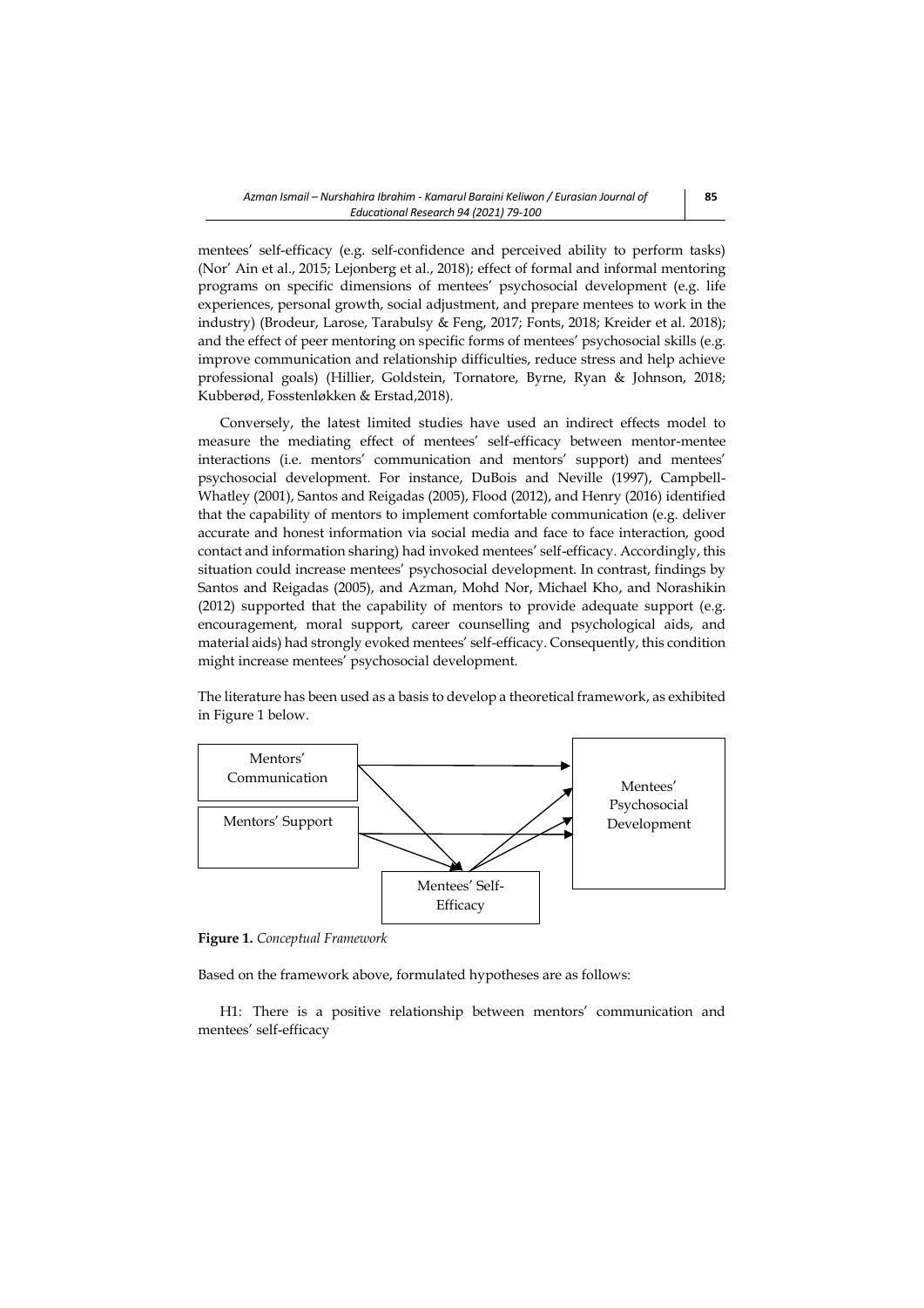mentees' self-efficacy (e.g. self-confidence and perceived ability to perform tasks) (Nor' Ain et al., 2015; Lejonberg et al., 2018); effect of formal and informal mentoring programs on specific dimensions of mentees' psychosocial development (e.g. life experiences, personal growth, social adjustment, and prepare mentees to work in the industry) (Brodeur, Larose, Tarabulsy & Feng, 2017; Fonts, 2018; Kreider et al. 2018); and the effect of peer mentoring on specific forms of mentees' psychosocial skills (e.g. improve communication and relationship difficulties, reduce stress and help achieve professional goals) (Hillier, Goldstein, Tornatore, Byrne, Ryan & Johnson, 2018; Kubberød, Fosstenløkken & Erstad,2018).

Conversely, the latest limited studies have used an indirect effects model to measure the mediating effect of mentees' self-efficacy between mentor-mentee interactions (i.e. mentors' communication and mentors' support) and mentees' psychosocial development. For instance, DuBois and Neville (1997), Campbell-Whatley (2001), Santos and Reigadas (2005), Flood (2012), and Henry (2016) identified that the capability of mentors to implement comfortable communication (e.g. deliver accurate and honest information via social media and face to face interaction, good contact and information sharing) had invoked mentees' self-efficacy. Accordingly, this situation could increase mentees' psychosocial development. In contrast, findings by Santos and Reigadas (2005), and Azman, Mohd Nor, Michael Kho, and Norashikin (2012) supported that the capability of mentors to provide adequate support (e.g. encouragement, moral support, career counselling and psychological aids, and material aids) had strongly evoked mentees' self-efficacy. Consequently, this condition might increase mentees' psychosocial development.

The literature has been used as a basis to develop a theoretical framework, as exhibited in Figure 1 below.

Mentors' Communication

Mentors' Support

Mentees' Psychosocial Development

Mentees' Self-Efficacy

**Figure 1.** *Conceptual Framework*

Based on the framework above, formulated hypotheses are as follows:

H1: There is a positive relationship between mentors' communication and mentees' self-efficacy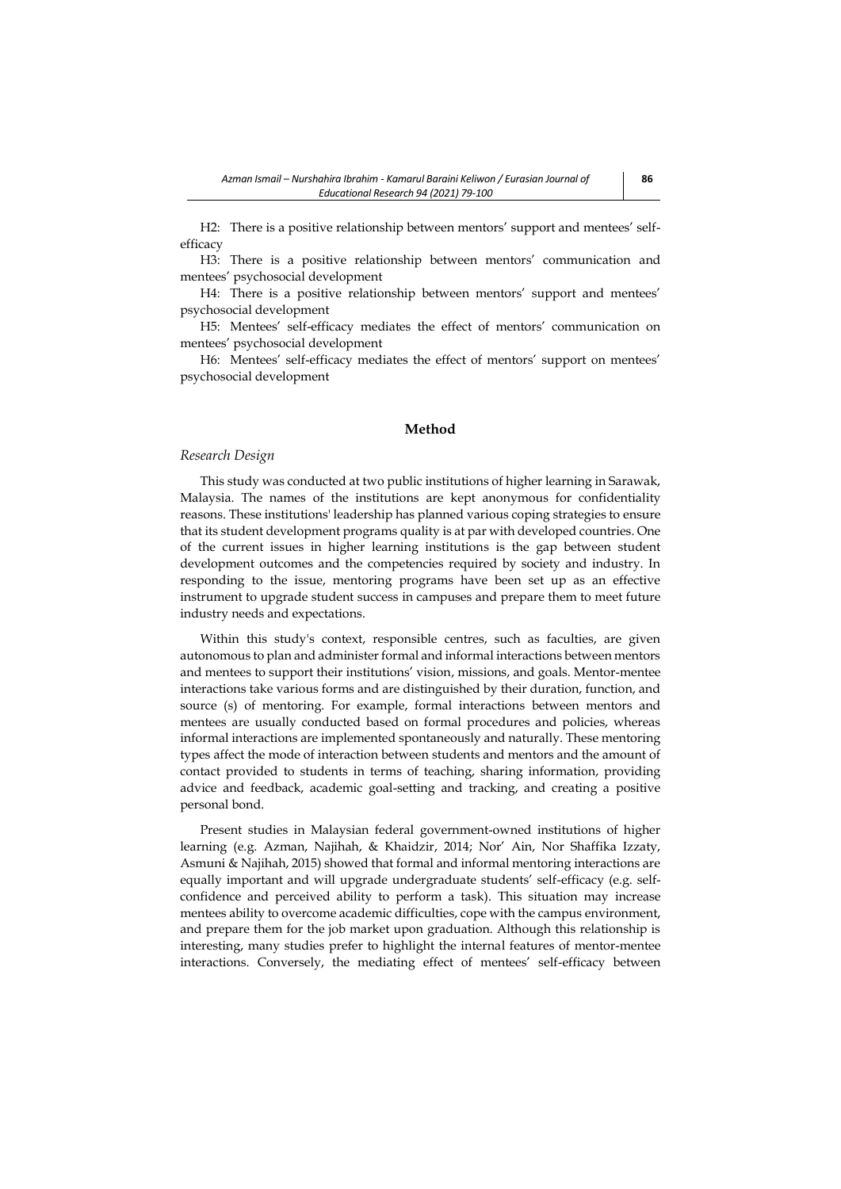H2: There is a positive relationship between mentors' support and mentees' self-efficacy

H3: There is a positive relationship between mentors' communication and mentees' psychosocial development

H4: There is a positive relationship between mentors' support and mentees' psychosocial development

H5: Mentees' self-efficacy mediates the effect of mentors' communication on mentees' psychosocial development

H6: Mentees' self-efficacy mediates the effect of mentors' support on mentees' psychosocial development

## Method

### *Research Design*

This study was conducted at two public institutions of higher learning in Sarawak, Malaysia. The names of the institutions are kept anonymous for confidentiality reasons. These institutions' leadership has planned various coping strategies to ensure that its student development programs quality is at par with developed countries. One of the current issues in higher learning institutions is the gap between student development outcomes and the competencies required by society and industry. In responding to the issue, mentoring programs have been set up as an effective instrument to upgrade student success in campuses and prepare them to meet future industry needs and expectations.

Within this study's context, responsible centres, such as faculties, are given autonomous to plan and administer formal and informal interactions between mentors and mentees to support their institutions' vision, missions, and goals. Mentor-mentee interactions take various forms and are distinguished by their duration, function, and source (s) of mentoring. For example, formal interactions between mentors and mentees are usually conducted based on formal procedures and policies, whereas informal interactions are implemented spontaneously and naturally. These mentoring types affect the mode of interaction between students and mentors and the amount of contact provided to students in terms of teaching, sharing information, providing advice and feedback, academic goal-setting and tracking, and creating a positive personal bond.

Present studies in Malaysian federal government-owned institutions of higher learning (e.g. Azman, Najihah, & Khaidzir, 2014; Nor' Ain, Nor Shaffika Izzaty, Asmuni & Najihah, 2015) showed that formal and informal mentoring interactions are equally important and will upgrade undergraduate students' self-efficacy (e.g. self-confidence and perceived ability to perform a task). This situation may increase mentees ability to overcome academic difficulties, cope with the campus environment, and prepare them for the job market upon graduation. Although this relationship is interesting, many studies prefer to highlight the internal features of mentor-mentee interactions. Conversely, the mediating effect of mentees' self-efficacy between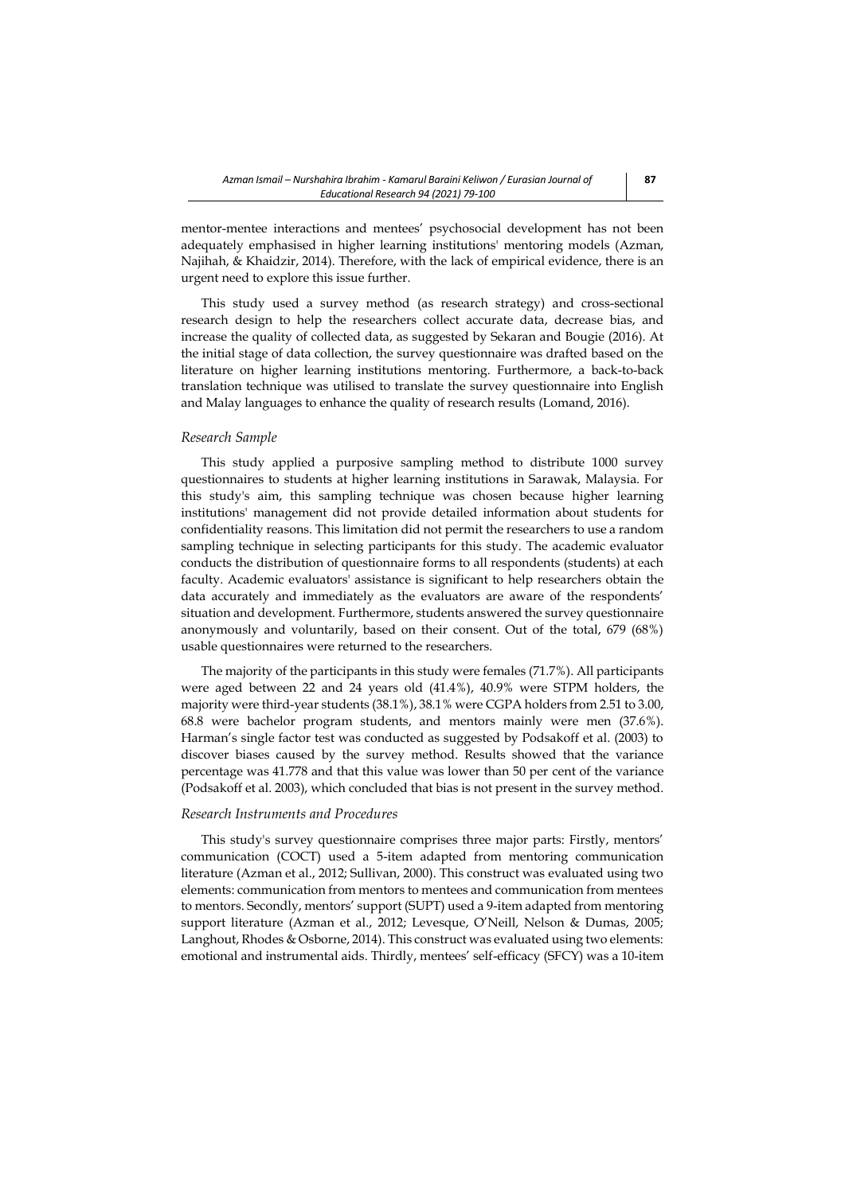mentor-mentee interactions and mentees' psychosocial development has not been adequately emphasised in higher learning institutions' mentoring models (Azman, Najihah, & Khaidzir, 2014). Therefore, with the lack of empirical evidence, there is an urgent need to explore this issue further.

This study used a survey method (as research strategy) and cross-sectional research design to help the researchers collect accurate data, decrease bias, and increase the quality of collected data, as suggested by Sekaran and Bougie (2016). At the initial stage of data collection, the survey questionnaire was drafted based on the literature on higher learning institutions mentoring. Furthermore, a back-to-back translation technique was utilised to translate the survey questionnaire into English and Malay languages to enhance the quality of research results (Lomand, 2016).

### *Research Sample*

This study applied a purposive sampling method to distribute 1000 survey questionnaires to students at higher learning institutions in Sarawak, Malaysia. For this study's aim, this sampling technique was chosen because higher learning institutions' management did not provide detailed information about students for confidentiality reasons. This limitation did not permit the researchers to use a random sampling technique in selecting participants for this study. The academic evaluator conducts the distribution of questionnaire forms to all respondents (students) at each faculty. Academic evaluators' assistance is significant to help researchers obtain the data accurately and immediately as the evaluators are aware of the respondents' situation and development. Furthermore, students answered the survey questionnaire anonymously and voluntarily, based on their consent. Out of the total, 679 (68%) usable questionnaires were returned to the researchers.

The majority of the participants in this study were females (71.7%). All participants were aged between 22 and 24 years old (41.4%), 40.9% were STPM holders, the majority were third-year students (38.1%), 38.1% were CGPA holders from 2.51 to 3.00, 68.8 were bachelor program students, and mentors mainly were men (37.6%). Harman's single factor test was conducted as suggested by Podsakoff et al. (2003) to discover biases caused by the survey method. Results showed that the variance percentage was 41.778 and that this value was lower than 50 per cent of the variance (Podsakoff et al. 2003), which concluded that bias is not present in the survey method.

### *Research Instruments and Procedures*

This study's survey questionnaire comprises three major parts: Firstly, mentors' communication (COCT) used a 5-item adapted from mentoring communication literature (Azman et al., 2012; Sullivan, 2000). This construct was evaluated using two elements: communication from mentors to mentees and communication from mentees to mentors. Secondly, mentors' support (SUPT) used a 9-item adapted from mentoring support literature (Azman et al., 2012; Levesque, O'Neill, Nelson & Dumas, 2005; Langhout, Rhodes & Osborne, 2014). This construct was evaluated using two elements: emotional and instrumental aids. Thirdly, mentees' self-efficacy (SFCY) was a 10-item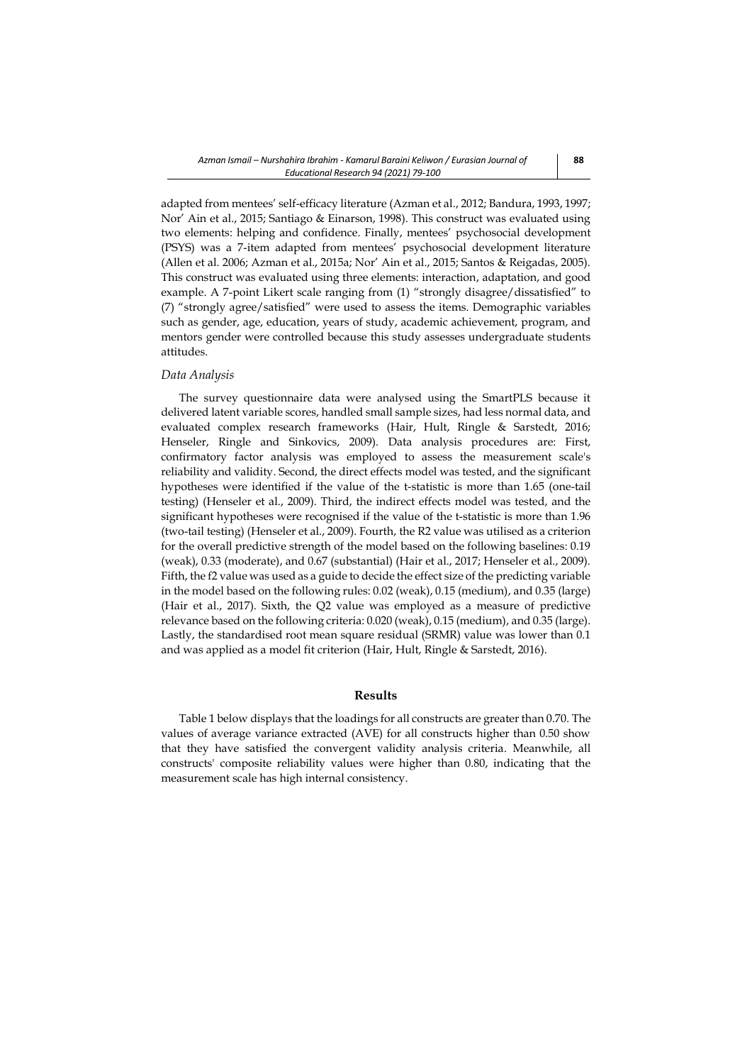adapted from mentees' self-efficacy literature (Azman et al., 2012; Bandura, 1993, 1997; Nor' Ain et al., 2015; Santiago & Einarson, 1998). This construct was evaluated using two elements: helping and confidence. Finally, mentees' psychosocial development (PSYS) was a 7-item adapted from mentees' psychosocial development literature (Allen et al. 2006; Azman et al., 2015a; Nor' Ain et al., 2015; Santos & Reigadas, 2005). This construct was evaluated using three elements: interaction, adaptation, and good example. A 7-point Likert scale ranging from (1) "strongly disagree/dissatisfied" to (7) "strongly agree/satisfied" were used to assess the items. Demographic variables such as gender, age, education, years of study, academic achievement, program, and mentors gender were controlled because this study assesses undergraduate students attitudes.

### *Data Analysis*

The survey questionnaire data were analysed using the SmartPLS because it delivered latent variable scores, handled small sample sizes, had less normal data, and evaluated complex research frameworks (Hair, Hult, Ringle & Sarstedt, 2016; Henseler, Ringle and Sinkovics, 2009). Data analysis procedures are: First, confirmatory factor analysis was employed to assess the measurement scale's reliability and validity. Second, the direct effects model was tested, and the significant hypotheses were identified if the value of the t-statistic is more than 1.65 (one-tail testing) (Henseler et al., 2009). Third, the indirect effects model was tested, and the significant hypotheses were recognised if the value of the t-statistic is more than 1.96 (two-tail testing) (Henseler et al., 2009). Fourth, the R2 value was utilised as a criterion for the overall predictive strength of the model based on the following baselines: 0.19 (weak), 0.33 (moderate), and 0.67 (substantial) (Hair et al., 2017; Henseler et al., 2009). Fifth, the f2 value was used as a guide to decide the effect size of the predicting variable in the model based on the following rules: 0.02 (weak), 0.15 (medium), and 0.35 (large) (Hair et al., 2017). Sixth, the Q2 value was employed as a measure of predictive relevance based on the following criteria: 0.020 (weak), 0.15 (medium), and 0.35 (large). Lastly, the standardised root mean square residual (SRMR) value was lower than 0.1 and was applied as a model fit criterion (Hair, Hult, Ringle & Sarstedt, 2016).

## Results

Table 1 below displays that the loadings for all constructs are greater than 0.70. The values of average variance extracted (AVE) for all constructs higher than 0.50 show that they have satisfied the convergent validity analysis criteria. Meanwhile, all constructs' composite reliability values were higher than 0.80, indicating that the measurement scale has high internal consistency.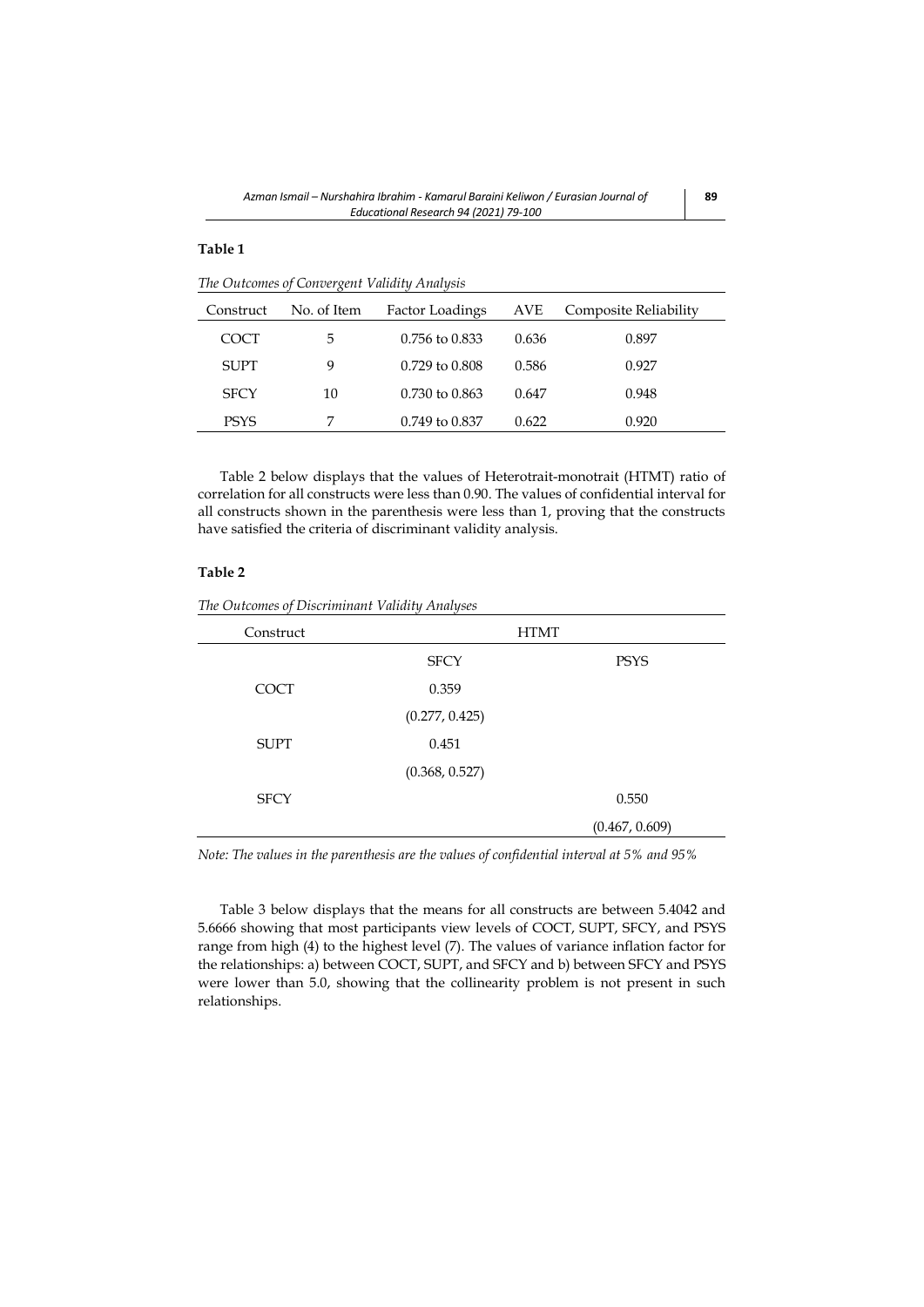**Table 1**

*The Outcomes of Convergent Validity Analysis*

| Construct | No. of Item | Factor Loadings | AVE | Composite Reliability |
|---|---|---|---|---|
| COCT | 5 | 0.756 to 0.833 | 0.636 | 0.897 |
| SUPT | 9 | 0.729 to 0.808 | 0.586 | 0.927 |
| SFCY | 10 | 0.730 to 0.863 | 0.647 | 0.948 |
| PSYS | 7 | 0.749 to 0.837 | 0.622 | 0.920 |

Table 2 below displays that the values of Heterotrait-monotrait (HTMT) ratio of correlation for all constructs were less than 0.90. The values of confidential interval for all constructs shown in the parenthesis were less than 1, proving that the constructs have satisfied the criteria of discriminant validity analysis.

**Table 2**

*The Outcomes of Discriminant Validity Analyses*

| Construct | HTMT | |
|---|---|---|
| | SFCY | PSYS |
| COCT | 0.359 | |
| | (0.277, 0.425) | |
| SUPT | 0.451 | |
| | (0.368, 0.527) | |
| SFCY | | 0.550 |
| | | (0.467, 0.609) |

*Note: The values in the parenthesis are the values of confidential interval at 5% and 95%*

Table 3 below displays that the means for all constructs are between 5.4042 and 5.6666 showing that most participants view levels of COCT, SUPT, SFCY, and PSYS range from high (4) to the highest level (7). The values of variance inflation factor for the relationships: a) between COCT, SUPT, and SFCY and b) between SFCY and PSYS were lower than 5.0, showing that the collinearity problem is not present in such relationships.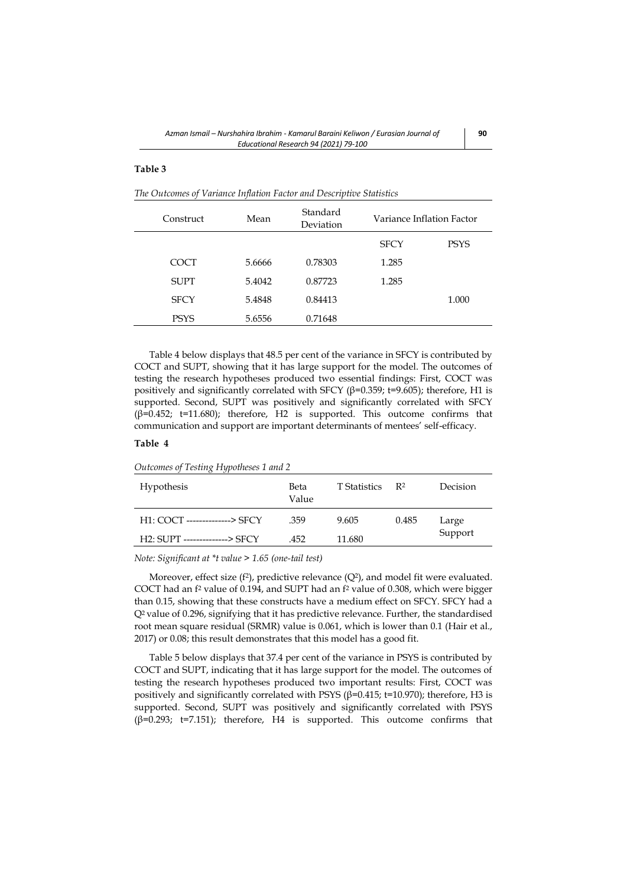**Table 3**

*The Outcomes of Variance Inflation Factor and Descriptive Statistics*

| Construct | Mean | Standard Deviation | Variance Inflation Factor | |
|---|---|---|---|---|
| | | | SFCY | PSYS |
| COCT | 5.6666 | 0.78303 | 1.285 | |
| SUPT | 5.4042 | 0.87723 | 1.285 | |
| SFCY | 5.4848 | 0.84413 | | 1.000 |
| PSYS | 5.6556 | 0.71648 | | |

Table 4 below displays that 48.5 per cent of the variance in SFCY is contributed by COCT and SUPT, showing that it has large support for the model. The outcomes of testing the research hypotheses produced two essential findings: First, COCT was positively and significantly correlated with SFCY (β=0.359; t=9.605); therefore, H1 is supported. Second, SUPT was positively and significantly correlated with SFCY (β=0.452; t=11.680); therefore, H2 is supported. This outcome confirms that communication and support are important determinants of mentees' self-efficacy.

**Table 4**

*Outcomes of Testing Hypotheses 1 and 2*

| Hypothesis | Beta Value | T Statistics | $R^2$ | Decision |
|---|---|---|---|---|
| H1: COCT --------------> SFCY | .359 | 9.605 | 0.485 | Large Support |
| H2: SUPT --------------> SFCY | .452 | 11.680 | | |

*Note: Significant at *t value > 1.65 (one-tail test)*

Moreover, effect size ($f^2$), predictive relevance ($Q^2$), and model fit were evaluated. COCT had an $f^2$ value of 0.194, and SUPT had an $f^2$ value of 0.308, which were bigger than 0.15, showing that these constructs have a medium effect on SFCY. SFCY had a $Q^2$ value of 0.296, signifying that it has predictive relevance. Further, the standardised root mean square residual (SRMR) value is 0.061, which is lower than 0.1 (Hair et al., 2017) or 0.08; this result demonstrates that this model has a good fit.

Table 5 below displays that 37.4 per cent of the variance in PSYS is contributed by COCT and SUPT, indicating that it has large support for the model. The outcomes of testing the research hypotheses produced two important results: First, COCT was positively and significantly correlated with PSYS (β=0.415; t=10.970); therefore, H3 is supported. Second, SUPT was positively and significantly correlated with PSYS (β=0.293; t=7.151); therefore, H4 is supported. This outcome confirms that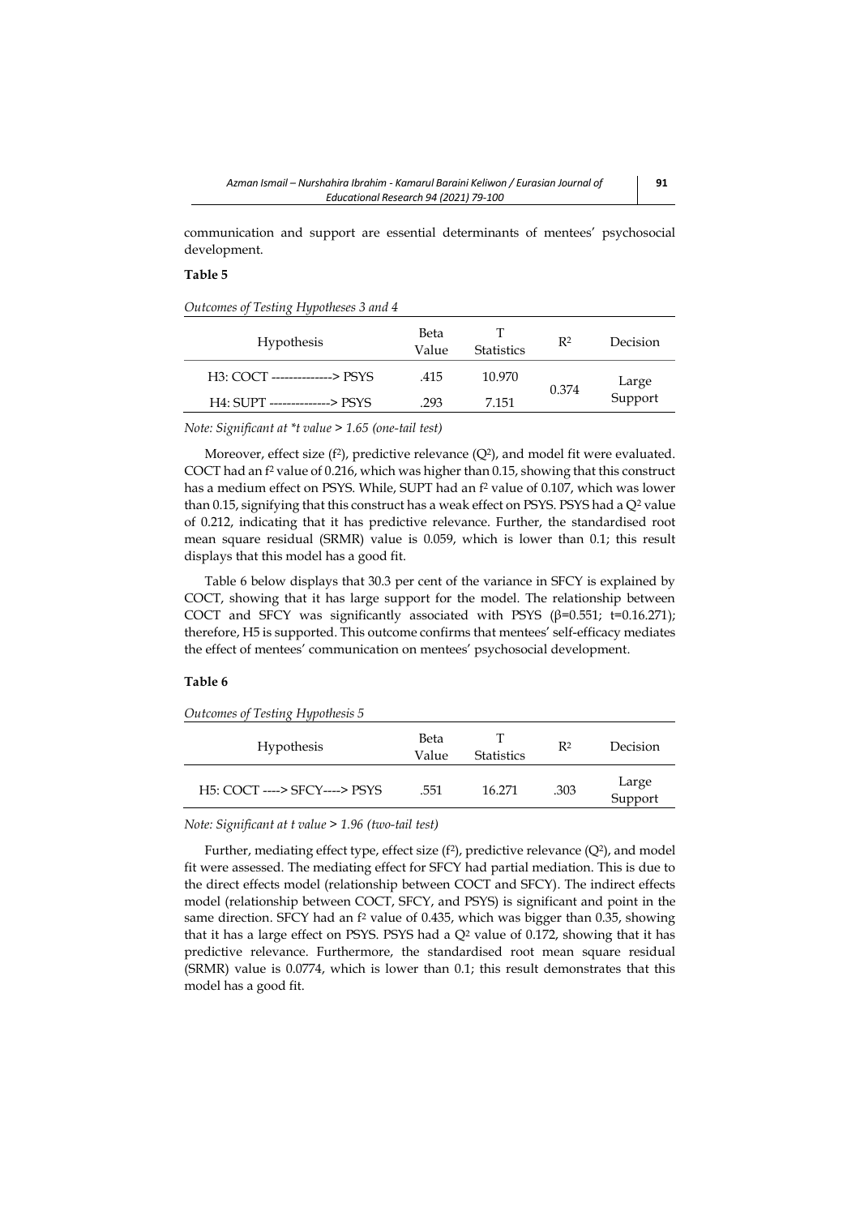communication and support are essential determinants of mentees' psychosocial development.

**Table 5**

*Outcomes of Testing Hypotheses 3 and 4*

| Hypothesis | Beta Value | T Statistics | $R^2$ | Decision |
|---|---|---|---|---|
| H3: COCT --------------> PSYS | .415 | 10.970 | 0.374 | Large Support |
| H4: SUPT --------------> PSYS | .293 | 7.151 | | |

*Note: Significant at *t value > 1.65 (one-tail test)*

Moreover, effect size ($f^2$), predictive relevance ($Q^2$), and model fit were evaluated. COCT had an $f^2$ value of 0.216, which was higher than 0.15, showing that this construct has a medium effect on PSYS. While, SUPT had an $f^2$ value of 0.107, which was lower than 0.15, signifying that this construct has a weak effect on PSYS. PSYS had a $Q^2$ value of 0.212, indicating that it has predictive relevance. Further, the standardised root mean square residual (SRMR) value is 0.059, which is lower than 0.1; this result displays that this model has a good fit.

Table 6 below displays that 30.3 per cent of the variance in SFCY is explained by COCT, showing that it has large support for the model. The relationship between COCT and SFCY was significantly associated with PSYS ($\beta$=0.551; t=0.16.271); therefore, H5 is supported. This outcome confirms that mentees' self-efficacy mediates the effect of mentees' communication on mentees' psychosocial development.

**Table 6**

*Outcomes of Testing Hypothesis 5*

| Hypothesis | Beta Value | T Statistics | $R^2$ | Decision |
|---|---|---|---|---|
| H5: COCT ----> SFCY----> PSYS | .551 | 16.271 | .303 | Large Support |

*Note: Significant at t value > 1.96 (two-tail test)*

Further, mediating effect type, effect size ($f^2$), predictive relevance ($Q^2$), and model fit were assessed. The mediating effect for SFCY had partial mediation. This is due to the direct effects model (relationship between COCT and SFCY). The indirect effects model (relationship between COCT, SFCY, and PSYS) is significant and point in the same direction. SFCY had an $f^2$ value of 0.435, which was bigger than 0.35, showing that it has a large effect on PSYS. PSYS had a $Q^2$ value of 0.172, showing that it has predictive relevance. Furthermore, the standardised root mean square residual (SRMR) value is 0.0774, which is lower than 0.1; this result demonstrates that this model has a good fit.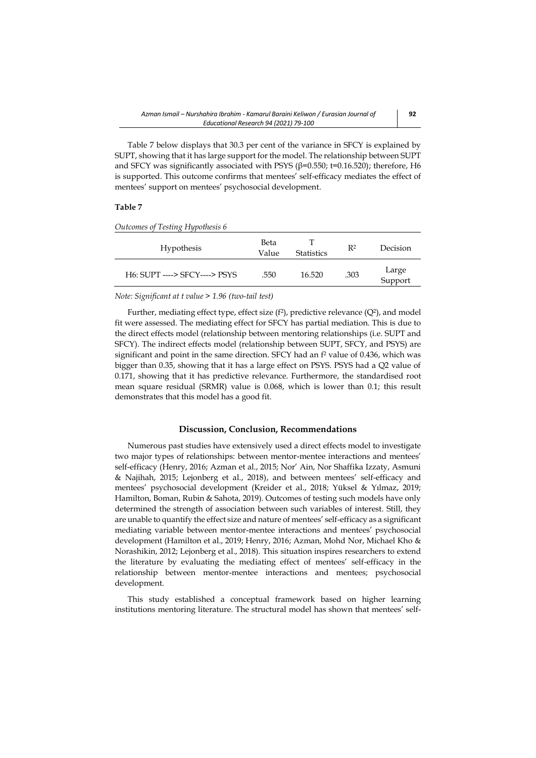Table 7 below displays that 30.3 per cent of the variance in SFCY is explained by SUPT, showing that it has large support for the model. The relationship between SUPT and SFCY was significantly associated with PSYS (β=0.550; t=0.16.520); therefore, H6 is supported. This outcome confirms that mentees' self-efficacy mediates the effect of mentees' support on mentees' psychosocial development.

**Table 7**

*Outcomes of Testing Hypothesis 6*

| Hypothesis | Beta Value | T Statistics | $R^2$ | Decision |
|---|---|---|---|---|
| H6: SUPT ----> SFCY----> PSYS | .550 | 16.520 | .303 | Large Support |

*Note: Significant at t value > 1.96 (two-tail test)*

Further, mediating effect type, effect size ($f^2$), predictive relevance ($Q^2$), and model fit were assessed. The mediating effect for SFCY has partial mediation. This is due to the direct effects model (relationship between mentoring relationships (i.e. SUPT and SFCY). The indirect effects model (relationship between SUPT, SFCY, and PSYS) are significant and point in the same direction. SFCY had an $f^2$ value of 0.436, which was bigger than 0.35, showing that it has a large effect on PSYS. PSYS had a Q2 value of 0.171, showing that it has predictive relevance. Furthermore, the standardised root mean square residual (SRMR) value is 0.068, which is lower than 0.1; this result demonstrates that this model has a good fit.

## Discussion, Conclusion, Recommendations

Numerous past studies have extensively used a direct effects model to investigate two major types of relationships: between mentor-mentee interactions and mentees' self-efficacy (Henry, 2016; Azman et al., 2015; Nor' Ain, Nor Shaffika Izzaty, Asmuni & Najihah, 2015; Lejonberg et al., 2018), and between mentees' self-efficacy and mentees' psychosocial development (Kreider et al., 2018; Yüksel & Yılmaz, 2019; Hamilton, Boman, Rubin & Sahota, 2019). Outcomes of testing such models have only determined the strength of association between such variables of interest. Still, they are unable to quantify the effect size and nature of mentees' self-efficacy as a significant mediating variable between mentor-mentee interactions and mentees' psychosocial development (Hamilton et al., 2019; Henry, 2016; Azman, Mohd Nor, Michael Kho & Norashikin, 2012; Lejonberg et al., 2018). This situation inspires researchers to extend the literature by evaluating the mediating effect of mentees' self-efficacy in the relationship between mentor-mentee interactions and mentees; psychosocial development.

This study established a conceptual framework based on higher learning institutions mentoring literature. The structural model has shown that mentees' self-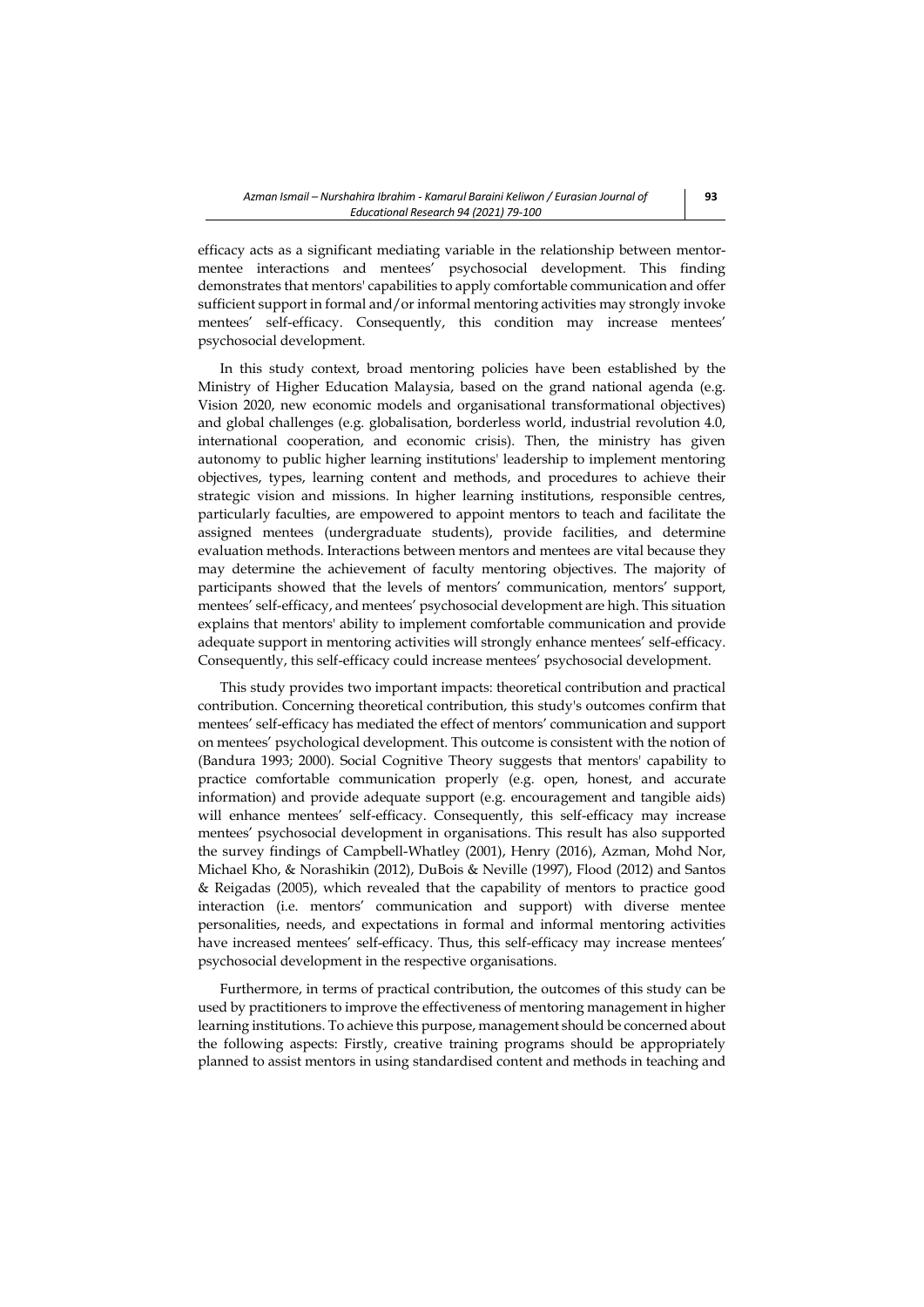efficacy acts as a significant mediating variable in the relationship between mentor-mentee interactions and mentees' psychosocial development. This finding demonstrates that mentors' capabilities to apply comfortable communication and offer sufficient support in formal and/or informal mentoring activities may strongly invoke mentees' self-efficacy. Consequently, this condition may increase mentees' psychosocial development.

In this study context, broad mentoring policies have been established by the Ministry of Higher Education Malaysia, based on the grand national agenda (e.g. Vision 2020, new economic models and organisational transformational objectives) and global challenges (e.g. globalisation, borderless world, industrial revolution 4.0, international cooperation, and economic crisis). Then, the ministry has given autonomy to public higher learning institutions' leadership to implement mentoring objectives, types, learning content and methods, and procedures to achieve their strategic vision and missions. In higher learning institutions, responsible centres, particularly faculties, are empowered to appoint mentors to teach and facilitate the assigned mentees (undergraduate students), provide facilities, and determine evaluation methods. Interactions between mentors and mentees are vital because they may determine the achievement of faculty mentoring objectives. The majority of participants showed that the levels of mentors' communication, mentors' support, mentees' self-efficacy, and mentees' psychosocial development are high. This situation explains that mentors' ability to implement comfortable communication and provide adequate support in mentoring activities will strongly enhance mentees' self-efficacy. Consequently, this self-efficacy could increase mentees' psychosocial development.

This study provides two important impacts: theoretical contribution and practical contribution. Concerning theoretical contribution, this study's outcomes confirm that mentees' self-efficacy has mediated the effect of mentors' communication and support on mentees' psychological development. This outcome is consistent with the notion of (Bandura 1993; 2000). Social Cognitive Theory suggests that mentors' capability to practice comfortable communication properly (e.g. open, honest, and accurate information) and provide adequate support (e.g. encouragement and tangible aids) will enhance mentees' self-efficacy. Consequently, this self-efficacy may increase mentees' psychosocial development in organisations. This result has also supported the survey findings of Campbell-Whatley (2001), Henry (2016), Azman, Mohd Nor, Michael Kho, & Norashikin (2012), DuBois & Neville (1997), Flood (2012) and Santos & Reigadas (2005), which revealed that the capability of mentors to practice good interaction (i.e. mentors' communication and support) with diverse mentee personalities, needs, and expectations in formal and informal mentoring activities have increased mentees' self-efficacy. Thus, this self-efficacy may increase mentees' psychosocial development in the respective organisations.

Furthermore, in terms of practical contribution, the outcomes of this study can be used by practitioners to improve the effectiveness of mentoring management in higher learning institutions. To achieve this purpose, management should be concerned about the following aspects: Firstly, creative training programs should be appropriately planned to assist mentors in using standardised content and methods in teaching and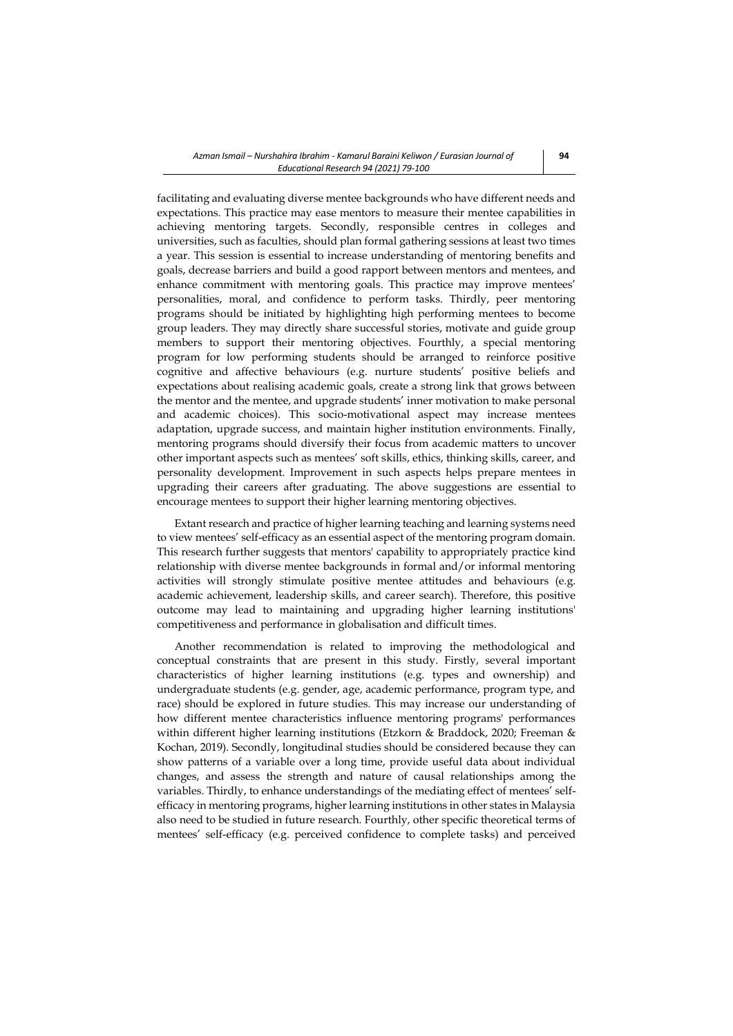facilitating and evaluating diverse mentee backgrounds who have different needs and expectations. This practice may ease mentors to measure their mentee capabilities in achieving mentoring targets. Secondly, responsible centres in colleges and universities, such as faculties, should plan formal gathering sessions at least two times a year. This session is essential to increase understanding of mentoring benefits and goals, decrease barriers and build a good rapport between mentors and mentees, and enhance commitment with mentoring goals. This practice may improve mentees' personalities, moral, and confidence to perform tasks. Thirdly, peer mentoring programs should be initiated by highlighting high performing mentees to become group leaders. They may directly share successful stories, motivate and guide group members to support their mentoring objectives. Fourthly, a special mentoring program for low performing students should be arranged to reinforce positive cognitive and affective behaviours (e.g. nurture students' positive beliefs and expectations about realising academic goals, create a strong link that grows between the mentor and the mentee, and upgrade students' inner motivation to make personal and academic choices). This socio-motivational aspect may increase mentees adaptation, upgrade success, and maintain higher institution environments. Finally, mentoring programs should diversify their focus from academic matters to uncover other important aspects such as mentees' soft skills, ethics, thinking skills, career, and personality development. Improvement in such aspects helps prepare mentees in upgrading their careers after graduating. The above suggestions are essential to encourage mentees to support their higher learning mentoring objectives.

Extant research and practice of higher learning teaching and learning systems need to view mentees' self-efficacy as an essential aspect of the mentoring program domain. This research further suggests that mentors' capability to appropriately practice kind relationship with diverse mentee backgrounds in formal and/or informal mentoring activities will strongly stimulate positive mentee attitudes and behaviours (e.g. academic achievement, leadership skills, and career search). Therefore, this positive outcome may lead to maintaining and upgrading higher learning institutions' competitiveness and performance in globalisation and difficult times.

Another recommendation is related to improving the methodological and conceptual constraints that are present in this study. Firstly, several important characteristics of higher learning institutions (e.g. types and ownership) and undergraduate students (e.g. gender, age, academic performance, program type, and race) should be explored in future studies. This may increase our understanding of how different mentee characteristics influence mentoring programs' performances within different higher learning institutions (Etzkorn & Braddock, 2020; Freeman & Kochan, 2019). Secondly, longitudinal studies should be considered because they can show patterns of a variable over a long time, provide useful data about individual changes, and assess the strength and nature of causal relationships among the variables. Thirdly, to enhance understandings of the mediating effect of mentees' self-efficacy in mentoring programs, higher learning institutions in other states in Malaysia also need to be studied in future research. Fourthly, other specific theoretical terms of mentees' self-efficacy (e.g. perceived confidence to complete tasks) and perceived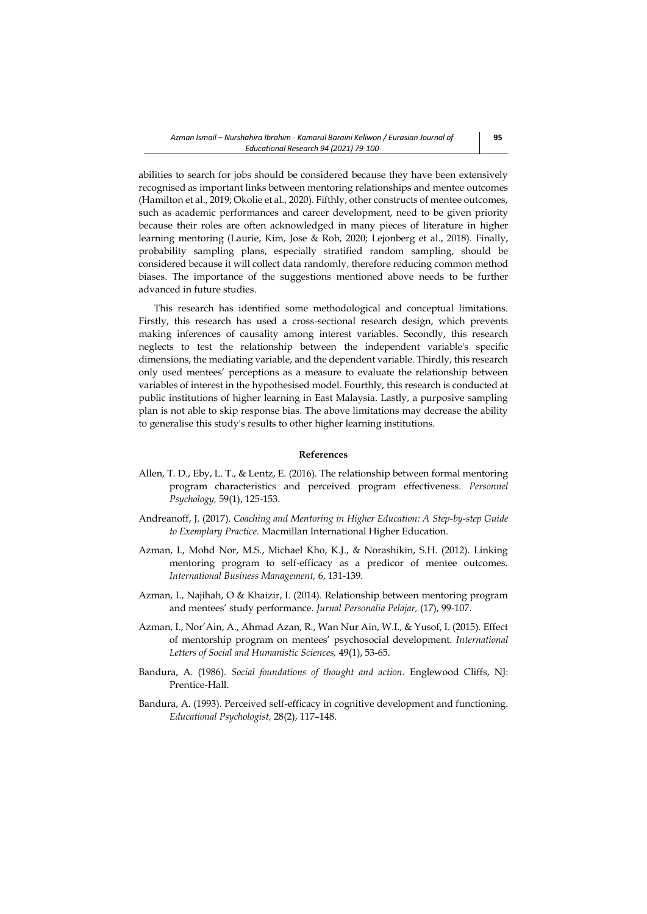abilities to search for jobs should be considered because they have been extensively recognised as important links between mentoring relationships and mentee outcomes (Hamilton et al., 2019; Okolie et al., 2020). Fifthly, other constructs of mentee outcomes, such as academic performances and career development, need to be given priority because their roles are often acknowledged in many pieces of literature in higher learning mentoring (Laurie, Kim, Jose & Rob, 2020; Lejonberg et al., 2018). Finally, probability sampling plans, especially stratified random sampling, should be considered because it will collect data randomly, therefore reducing common method biases. The importance of the suggestions mentioned above needs to be further advanced in future studies.

This research has identified some methodological and conceptual limitations. Firstly, this research has used a cross-sectional research design, which prevents making inferences of causality among interest variables. Secondly, this research neglects to test the relationship between the independent variable's specific dimensions, the mediating variable, and the dependent variable. Thirdly, this research only used mentees' perceptions as a measure to evaluate the relationship between variables of interest in the hypothesised model. Fourthly, this research is conducted at public institutions of higher learning in East Malaysia. Lastly, a purposive sampling plan is not able to skip response bias. The above limitations may decrease the ability to generalise this study's results to other higher learning institutions.

## References

Allen, T. D., Eby, L. T., & Lentz, E. (2016). The relationship between formal mentoring program characteristics and perceived program effectiveness. *Personnel Psychology,* 59(1), 125-153.

Andreanoff, J. (2017). *Coaching and Mentoring in Higher Education: A Step-by-step Guide to Exemplary Practice*. Macmillan International Higher Education.

Azman, I., Mohd Nor, M.S., Michael Kho, K.J., & Norashikin, S.H. (2012). Linking mentoring program to self-efficacy as a predicor of mentee outcomes. *International Business Management,* 6, 131-139.

Azman, I., Najihah, O & Khaizir, I. (2014). Relationship between mentoring program and mentees' study performance. *Jurnal Personalia Pelajar,* (17), 99-107.

Azman, I., Nor'Ain, A., Ahmad Azan, R., Wan Nur Ain, W.I., & Yusof, I. (2015). Effect of mentorship program on mentees' psychosocial development. *International Letters of Social and Humanistic Sciences,* 49(1), 53-65.

Bandura, A. (1986). *Social foundations of thought and action*. Englewood Cliffs, NJ: Prentice-Hall.

Bandura, A. (1993). Perceived self-efficacy in cognitive development and functioning. *Educational Psychologist,* 28(2), 117–148.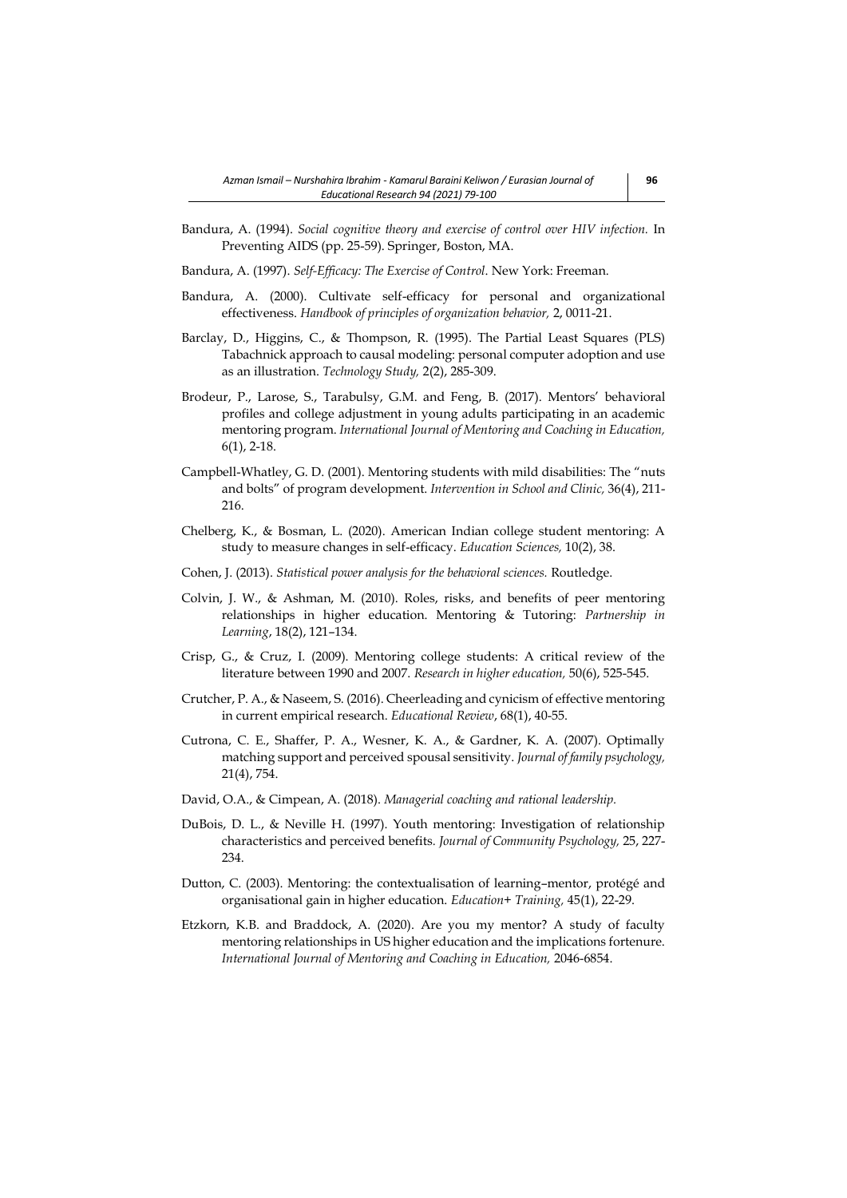Bandura, A. (1994). *Social cognitive theory and exercise of control over HIV infection.* In Preventing AIDS (pp. 25-59). Springer, Boston, MA.

Bandura, A. (1997). *Self-Efficacy: The Exercise of Control*. New York: Freeman.

Bandura, A. (2000). Cultivate self-efficacy for personal and organizational effectiveness. *Handbook of principles of organization behavior,* 2, 0011-21.

Barclay, D., Higgins, C., & Thompson, R. (1995). The Partial Least Squares (PLS) Tabachnick approach to causal modeling: personal computer adoption and use as an illustration. *Technology Study,* 2(2), 285-309.

Brodeur, P., Larose, S., Tarabulsy, G.M. and Feng, B. (2017). Mentors' behavioral profiles and college adjustment in young adults participating in an academic mentoring program. *International Journal of Mentoring and Coaching in Education,* 6(1), 2-18.

Campbell-Whatley, G. D. (2001). Mentoring students with mild disabilities: The "nuts and bolts" of program development. *Intervention in School and Clinic,* 36(4), 211-216.

Chelberg, K., & Bosman, L. (2020). American Indian college student mentoring: A study to measure changes in self-efficacy. *Education Sciences,* 10(2), 38.

Cohen, J. (2013). *Statistical power analysis for the behavioral sciences.* Routledge.

Colvin, J. W., & Ashman, M. (2010). Roles, risks, and benefits of peer mentoring relationships in higher education. Mentoring & Tutoring: *Partnership in Learning*, 18(2), 121–134.

Crisp, G., & Cruz, I. (2009). Mentoring college students: A critical review of the literature between 1990 and 2007. *Research in higher education,* 50(6), 525-545.

Crutcher, P. A., & Naseem, S. (2016). Cheerleading and cynicism of effective mentoring in current empirical research. *Educational Review*, 68(1), 40-55.

Cutrona, C. E., Shaffer, P. A., Wesner, K. A., & Gardner, K. A. (2007). Optimally matching support and perceived spousal sensitivity. *Journal of family psychology,* 21(4), 754.

David, O.A., & Cimpean, A. (2018). *Managerial coaching and rational leadership.*

DuBois, D. L., & Neville H. (1997). Youth mentoring: Investigation of relationship characteristics and perceived benefits. *Journal of Community Psychology,* 25, 227-234.

Dutton, C. (2003). Mentoring: the contextualisation of learning–mentor, protégé and organisational gain in higher education. *Education+ Training,* 45(1), 22-29.

Etzkorn, K.B. and Braddock, A. (2020). Are you my mentor? A study of faculty mentoring relationships in US higher education and the implications fortenure. *International Journal of Mentoring and Coaching in Education,* 2046-6854.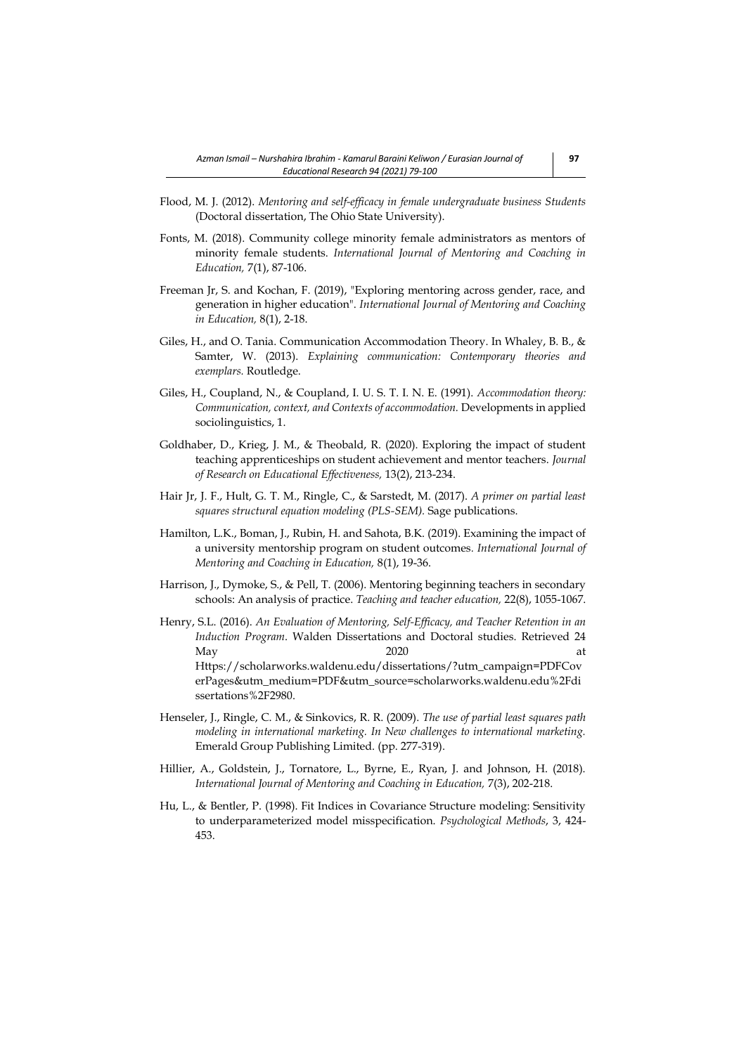Flood, M. J. (2012). *Mentoring and self-efficacy in female undergraduate business Students* (Doctoral dissertation, The Ohio State University).

Fonts, M. (2018). Community college minority female administrators as mentors of minority female students. *International Journal of Mentoring and Coaching in Education,* 7(1), 87-106.

Freeman Jr, S. and Kochan, F. (2019), "Exploring mentoring across gender, race, and generation in higher education". *International Journal of Mentoring and Coaching in Education,* 8(1), 2-18.

Giles, H., and O. Tania. Communication Accommodation Theory. In Whaley, B. B., & Samter, W. (2013). *Explaining communication: Contemporary theories and exemplars.* Routledge.

Giles, H., Coupland, N., & Coupland, I. U. S. T. I. N. E. (1991). *Accommodation theory: Communication, context, and Contexts of accommodation.* Developments in applied sociolinguistics, 1.

Goldhaber, D., Krieg, J. M., & Theobald, R. (2020). Exploring the impact of student teaching apprenticeships on student achievement and mentor teachers. *Journal of Research on Educational Effectiveness,* 13(2), 213-234.

Hair Jr, J. F., Hult, G. T. M., Ringle, C., & Sarstedt, M. (2017). *A primer on partial least squares structural equation modeling (PLS-SEM).* Sage publications.

Hamilton, L.K., Boman, J., Rubin, H. and Sahota, B.K. (2019). Examining the impact of a university mentorship program on student outcomes. *International Journal of Mentoring and Coaching in Education,* 8(1), 19-36.

Harrison, J., Dymoke, S., & Pell, T. (2006). Mentoring beginning teachers in secondary schools: An analysis of practice. *Teaching and teacher education,* 22(8), 1055-1067.

Henry, S.L. (2016). *An Evaluation of Mentoring, Self-Efficacy, and Teacher Retention in an Induction Program*. Walden Dissertations and Doctoral studies. Retrieved 24 May 2020 at Https://scholarworks.waldenu.edu/dissertations/?utm_campaign=PDFCoverPages&utm_medium=PDF&utm_source=scholarworks.waldenu.edu%2Fdissertations%2F2980.

Henseler, J., Ringle, C. M., & Sinkovics, R. R. (2009). *The use of partial least squares path modeling in international marketing. In New challenges to international marketing.* Emerald Group Publishing Limited. (pp. 277-319).

Hillier, A., Goldstein, J., Tornatore, L., Byrne, E., Ryan, J. and Johnson, H. (2018). *International Journal of Mentoring and Coaching in Education,* 7(3), 202-218.

Hu, L., & Bentler, P. (1998). Fit Indices in Covariance Structure modeling: Sensitivity to underparameterized model misspecification. *Psychological Methods*, 3, 424-453.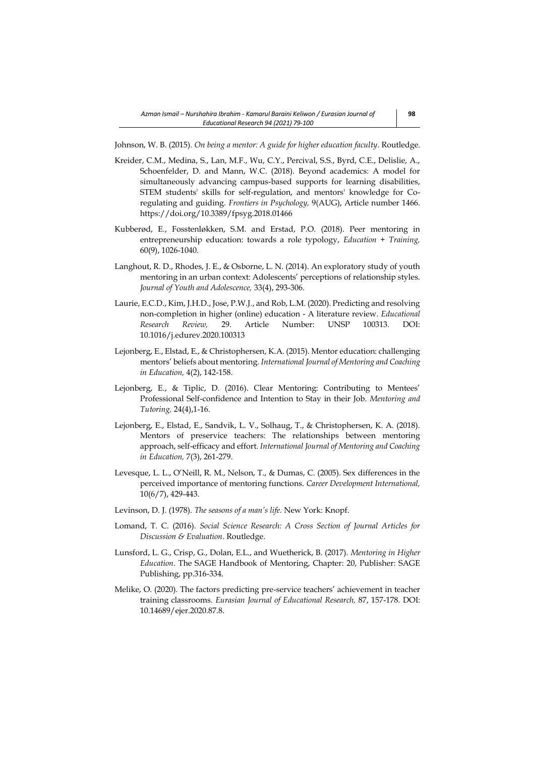Johnson, W. B. (2015). *On being a mentor: A guide for higher education faculty*. Routledge.

Kreider, C.M., Medina, S., Lan, M.F., Wu, C.Y., Percival, S.S., Byrd, C.E., Delislie, A., Schoenfelder, D. and Mann, W.C. (2018). Beyond academics: A model for simultaneously advancing campus-based supports for learning disabilities, STEM students' skills for self-regulation, and mentors' knowledge for Co-regulating and guiding. *Frontiers in Psychology,* 9(AUG), Article number 1466. https://doi.org/10.3389/fpsyg.2018.01466

Kubberød, E., Fosstenløkken, S.M. and Erstad, P.O. (2018). Peer mentoring in entrepreneurship education: towards a role typology, *Education + Training,* 60(9), 1026-1040.

Langhout, R. D., Rhodes, J. E., & Osborne, L. N. (2014). An exploratory study of youth mentoring in an urban context: Adolescents' perceptions of relationship styles. *Journal of Youth and Adolescence,* 33(4), 293-306.

Laurie, E.C.D., Kim, J.H.D., Jose, P.W.J., and Rob, L.M. (2020). Predicting and resolving non-completion in higher (online) education - A literature review. *Educational Research Review,* 29. Article Number: UNSP 100313. DOI: 10.1016/j.edurev.2020.100313

Lejonberg, E., Elstad, E., & Christophersen, K.A. (2015). Mentor education: challenging mentors' beliefs about mentoring. *International Journal of Mentoring and Coaching in Education,* 4(2), 142-158.

Lejonberg, E., & Tiplic, D. (2016). Clear Mentoring: Contributing to Mentees' Professional Self-confidence and Intention to Stay in their Job. *Mentoring and Tutoring,* 24(4),1-16.

Lejonberg, E., Elstad, E., Sandvik, L. V., Solhaug, T., & Christophersen, K. A. (2018). Mentors of preservice teachers: The relationships between mentoring approach, self-efficacy and effort. *International Journal of Mentoring and Coaching in Education,* 7(3), 261-279.

Levesque, L. L., O'Neill, R. M., Nelson, T., & Dumas, C. (2005). Sex differences in the perceived importance of mentoring functions. *Career Development International,* 10(6/7), 429-443.

Levinson, D. J. (1978). *The seasons of a man's life.* New York: Knopf.

Lomand, T. C. (2016). *Social Science Research: A Cross Section of Journal Articles for Discussion & Evaluation*. Routledge.

Lunsford, L. G., Crisp, G., Dolan, E.L., and Wuetherick, B. (2017). *Mentoring in Higher Education*. The SAGE Handbook of Mentoring, Chapter: 20, Publisher: SAGE Publishing, pp.316-334.

Melike, O. (2020). The factors predicting pre-service teachers' achievement in teacher training classrooms. *Eurasian Journal of Educational Research,* 87, 157-178. DOI: 10.14689/ejer.2020.87.8.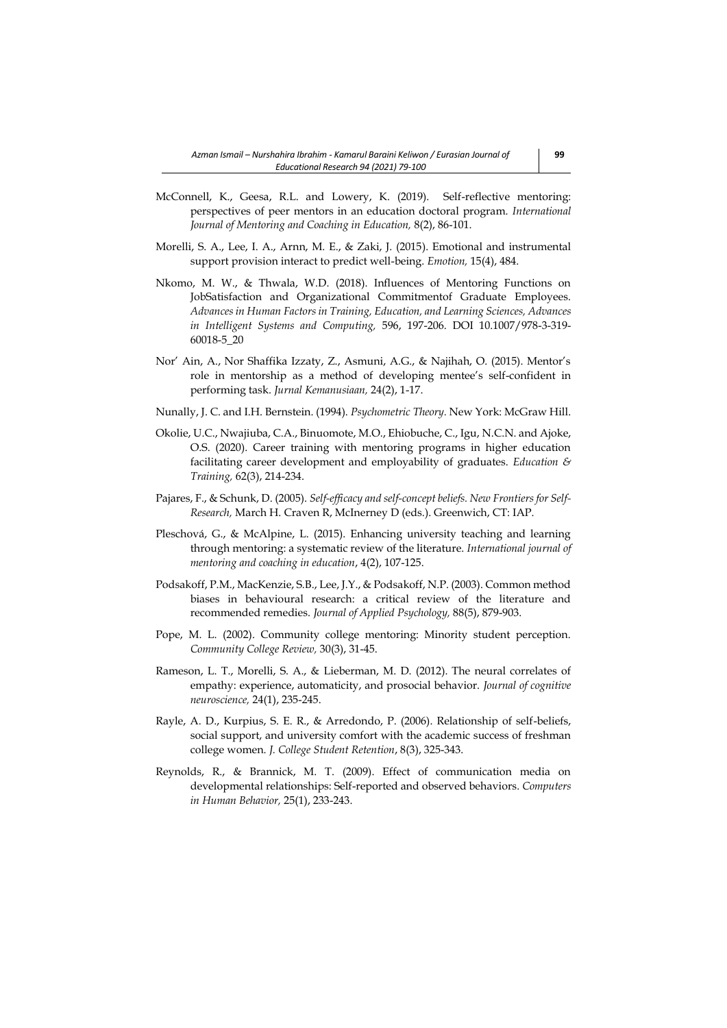McConnell, K., Geesa, R.L. and Lowery, K. (2019). Self-reflective mentoring: perspectives of peer mentors in an education doctoral program. *International Journal of Mentoring and Coaching in Education,* 8(2), 86-101.

Morelli, S. A., Lee, I. A., Arnn, M. E., & Zaki, J. (2015). Emotional and instrumental support provision interact to predict well-being. *Emotion,* 15(4), 484.

Nkomo, M. W., & Thwala, W.D. (2018). Influences of Mentoring Functions on JobSatisfaction and Organizational Commitmentof Graduate Employees. *Advances in Human Factors in Training, Education, and Learning Sciences, Advances in Intelligent Systems and Computing,* 596, 197-206. DOI 10.1007/978-3-319-60018-5_20

Nor' Ain, A., Nor Shaffika Izzaty, Z., Asmuni, A.G., & Najihah, O. (2015). Mentor's role in mentorship as a method of developing mentee's self-confident in performing task. *Jurnal Kemanusiaan,* 24(2), 1-17.

Nunally, J. C. and I.H. Bernstein. (1994). *Psychometric Theory.* New York: McGraw Hill.

Okolie, U.C., Nwajiuba, C.A., Binuomote, M.O., Ehiobuche, C., Igu, N.C.N. and Ajoke, O.S. (2020). Career training with mentoring programs in higher education facilitating career development and employability of graduates. *Education & Training,* 62(3), 214-234.

Pajares, F., & Schunk, D. (2005). *Self-efficacy and self-concept beliefs. New Frontiers for Self-Research,* March H. Craven R, McInerney D (eds.). Greenwich, CT: IAP.

Pleschová, G., & McAlpine, L. (2015). Enhancing university teaching and learning through mentoring: a systematic review of the literature. *International journal of mentoring and coaching in education*, 4(2), 107-125.

Podsakoff, P.M., MacKenzie, S.B., Lee, J.Y., & Podsakoff, N.P. (2003). Common method biases in behavioural research: a critical review of the literature and recommended remedies. *Journal of Applied Psychology,* 88(5), 879-903.

Pope, M. L. (2002). Community college mentoring: Minority student perception. *Community College Review,* 30(3), 31-45.

Rameson, L. T., Morelli, S. A., & Lieberman, M. D. (2012). The neural correlates of empathy: experience, automaticity, and prosocial behavior. *Journal of cognitive neuroscience,* 24(1), 235-245.

Rayle, A. D., Kurpius, S. E. R., & Arredondo, P. (2006). Relationship of self-beliefs, social support, and university comfort with the academic success of freshman college women. *J. College Student Retention*, 8(3), 325-343.

Reynolds, R., & Brannick, M. T. (2009). Effect of communication media on developmental relationships: Self-reported and observed behaviors. *Computers in Human Behavior,* 25(1), 233-243.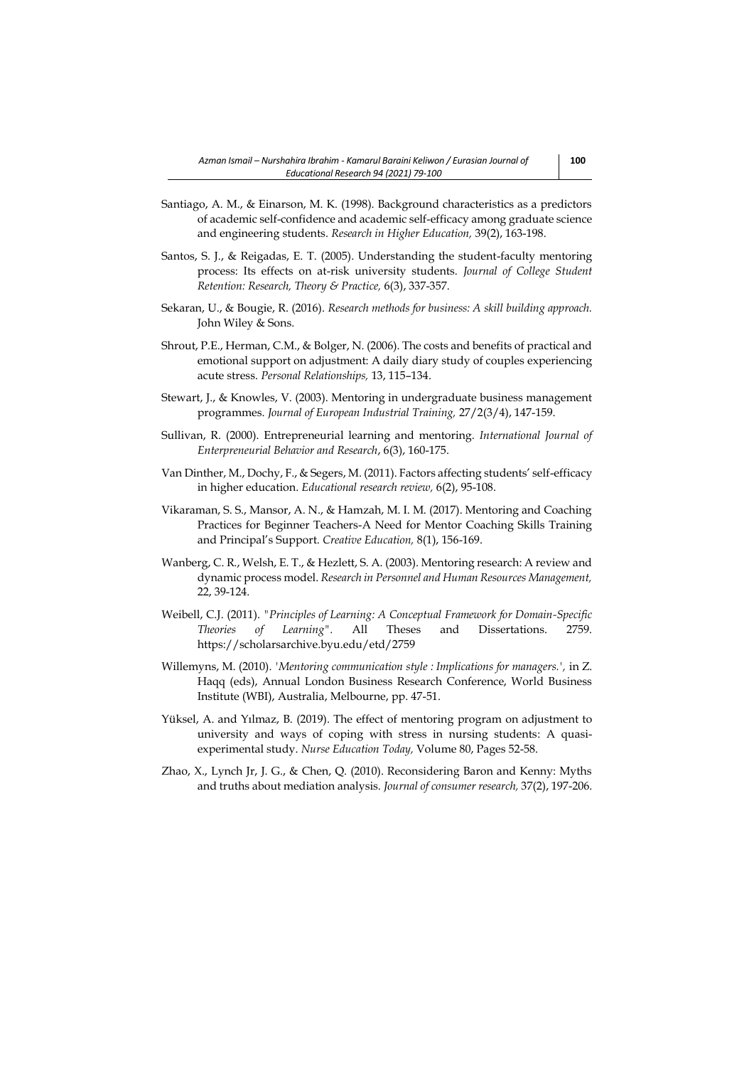Santiago, A. M., & Einarson, M. K. (1998). Background characteristics as a predictors of academic self-confidence and academic self-efficacy among graduate science and engineering students. *Research in Higher Education,* 39(2), 163-198.

Santos, S. J., & Reigadas, E. T. (2005). Understanding the student-faculty mentoring process: Its effects on at-risk university students. *Journal of College Student Retention: Research, Theory & Practice,* 6(3), 337-357.

Sekaran, U., & Bougie, R. (2016). *Research methods for business: A skill building approach.* John Wiley & Sons.

Shrout, P.E., Herman, C.M., & Bolger, N. (2006). The costs and benefits of practical and emotional support on adjustment: A daily diary study of couples experiencing acute stress. *Personal Relationships,* 13, 115–134.

Stewart, J., & Knowles, V. (2003). Mentoring in undergraduate business management programmes. *Journal of European Industrial Training,* 27/2(3/4), 147-159.

Sullivan, R. (2000). Entrepreneurial learning and mentoring. *International Journal of Enterpreneurial Behavior and Research*, 6(3), 160-175.

Van Dinther, M., Dochy, F., & Segers, M. (2011). Factors affecting students' self-efficacy in higher education. *Educational research review,* 6(2), 95-108.

Vikaraman, S. S., Mansor, A. N., & Hamzah, M. I. M. (2017). Mentoring and Coaching Practices for Beginner Teachers-A Need for Mentor Coaching Skills Training and Principal's Support. *Creative Education,* 8(1), 156-169.

Wanberg, C. R., Welsh, E. T., & Hezlett, S. A. (2003). Mentoring research: A review and dynamic process model. *Research in Personnel and Human Resources Management,* 22, 39-124.

Weibell, C.J. (2011). *"Principles of Learning: A Conceptual Framework for Domain-Specific Theories of Learning"*. All Theses and Dissertations. 2759. https://scholarsarchive.byu.edu/etd/2759

Willemyns, M. (2010). *'Mentoring communication style : Implications for managers.',* in Z. Haqq (eds), Annual London Business Research Conference, World Business Institute (WBI), Australia, Melbourne, pp. 47-51.

Yüksel, A. and Yılmaz, B. (2019). The effect of mentoring program on adjustment to university and ways of coping with stress in nursing students: A quasi-experimental study. *Nurse Education Today,* Volume 80, Pages 52-58.

Zhao, X., Lynch Jr, J. G., & Chen, Q. (2010). Reconsidering Baron and Kenny: Myths and truths about mediation analysis. *Journal of consumer research,* 37(2), 197-206.